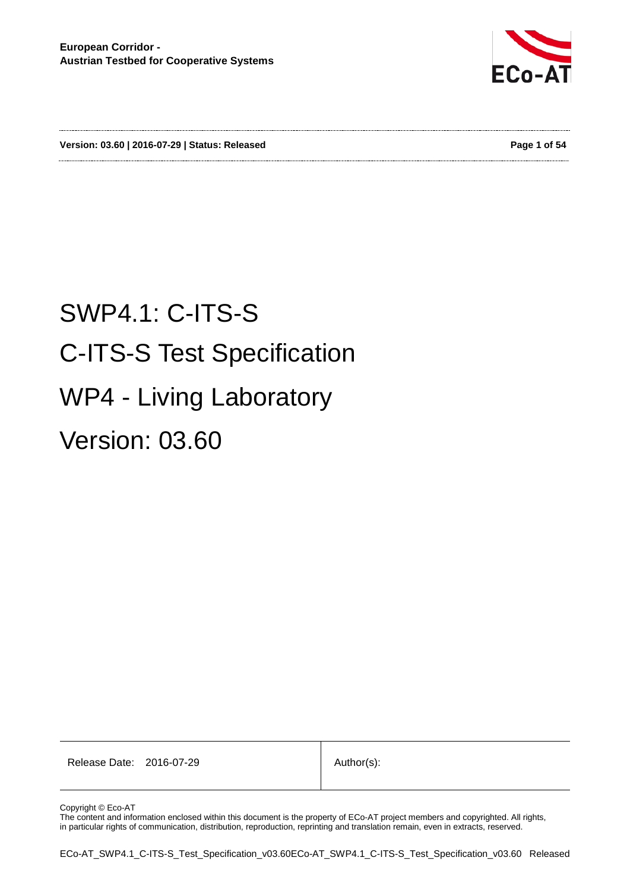**European Corridor -**
**Austrian Testbed for Cooperative Systems**

**Version: 03.60 | 2016-07-29 | Status: Released**

# SWP4.1: C-ITS-S

# C-ITS-S Test Specification

# WP4 - Living Laboratory

# Version: 03.60

| Release Date: 2016-07-29 | Author(s): |
|---|---|

Copyright © Eco-AT
The content and information enclosed within this document is the property of ECo-AT project members and copyrighted. All rights, in particular rights of communication, distribution, reproduction, reprinting and translation remain, even in extracts, reserved.

ECo-AT_SWP4.1_C-ITS-S_Test_Specification_v03.60ECo-AT_SWP4.1_C-ITS-S_Test_Specification_v03.60 Released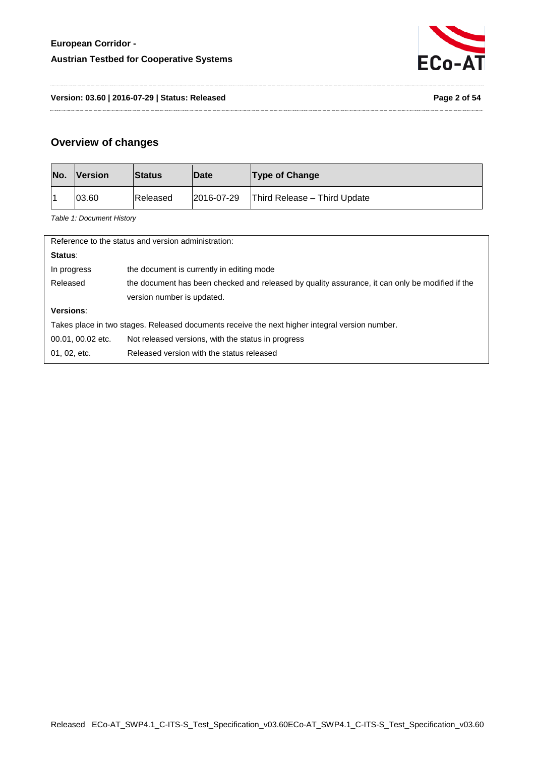## Overview of changes

| No. | Version | Status | Date | Type of Change |
|---|---|---|---|---|
| 1 | 03.60 | Released | 2016-07-29 | Third Release – Third Update |

*Table 1: Document History*

| Reference to the status and version administration: | |
|---|---|
| **Status**: | |
| In progress | the document is currently in editing mode |
| Released | the document has been checked and released by quality assurance, it can only be modified if the version number is updated. |
| **Versions**: | |
| Takes place in two stages. Released documents receive the next higher integral version number. | |
| 00.01, 00.02 etc. | Not released versions, with the status in progress |
| 01, 02, etc. | Released version with the status released |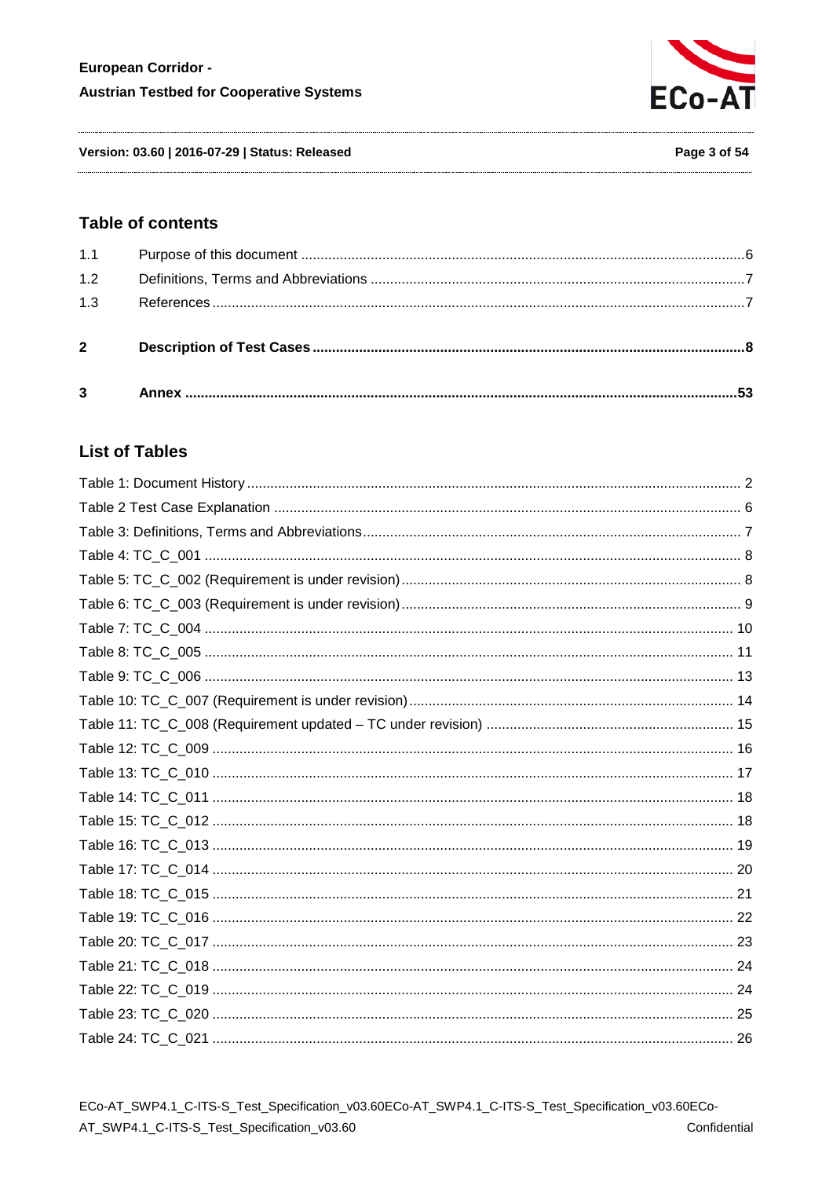## Table of contents

1.1 Purpose of this document ... 6
1.2 Definitions, Terms and Abbreviations ... 7
1.3 References ... 7

**2 Description of Test Cases ... 8**

**3 Annex ... 53**

## List of Tables

Table 1: Document History ... 2
Table 2 Test Case Explanation ... 6
Table 3: Definitions, Terms and Abbreviations ... 7
Table 4: TC_C_001 ... 8
Table 5: TC_C_002 (Requirement is under revision) ... 8
Table 6: TC_C_003 (Requirement is under revision) ... 9
Table 7: TC_C_004 ... 10
Table 8: TC_C_005 ... 11
Table 9: TC_C_006 ... 13
Table 10: TC_C_007 (Requirement is under revision) ... 14
Table 11: TC_C_008 (Requirement updated – TC under revision) ... 15
Table 12: TC_C_009 ... 16
Table 13: TC_C_010 ... 17
Table 14: TC_C_011 ... 18
Table 15: TC_C_012 ... 18
Table 16: TC_C_013 ... 19
Table 17: TC_C_014 ... 20
Table 18: TC_C_015 ... 21
Table 19: TC_C_016 ... 22
Table 20: TC_C_017 ... 23
Table 21: TC_C_018 ... 24
Table 22: TC_C_019 ... 24
Table 23: TC_C_020 ... 25
Table 24: TC_C_021 ... 26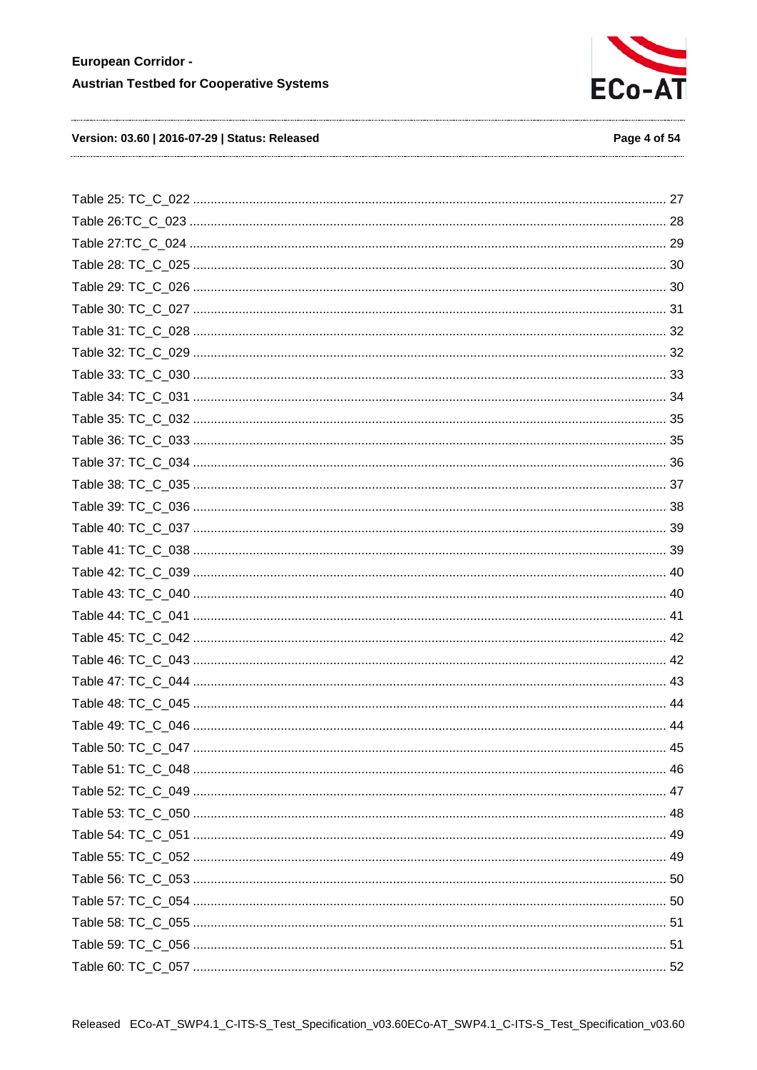Table 25: TC_C_022 .......... 27
Table 26:TC_C_023 .......... 28
Table 27:TC_C_024 .......... 29
Table 28: TC_C_025 .......... 30
Table 29: TC_C_026 .......... 30
Table 30: TC_C_027 .......... 31
Table 31: TC_C_028 .......... 32
Table 32: TC_C_029 .......... 32
Table 33: TC_C_030 .......... 33
Table 34: TC_C_031 .......... 34
Table 35: TC_C_032 .......... 35
Table 36: TC_C_033 .......... 35
Table 37: TC_C_034 .......... 36
Table 38: TC_C_035 .......... 37
Table 39: TC_C_036 .......... 38
Table 40: TC_C_037 .......... 39
Table 41: TC_C_038 .......... 39
Table 42: TC_C_039 .......... 40
Table 43: TC_C_040 .......... 40
Table 44: TC_C_041 .......... 41
Table 45: TC_C_042 .......... 42
Table 46: TC_C_043 .......... 42
Table 47: TC_C_044 .......... 43
Table 48: TC_C_045 .......... 44
Table 49: TC_C_046 .......... 44
Table 50: TC_C_047 .......... 45
Table 51: TC_C_048 .......... 46
Table 52: TC_C_049 .......... 47
Table 53: TC_C_050 .......... 48
Table 54: TC_C_051 .......... 49
Table 55: TC_C_052 .......... 49
Table 56: TC_C_053 .......... 50
Table 57: TC_C_054 .......... 50
Table 58: TC_C_055 .......... 51
Table 59: TC_C_056 .......... 51
Table 60: TC_C_057 .......... 52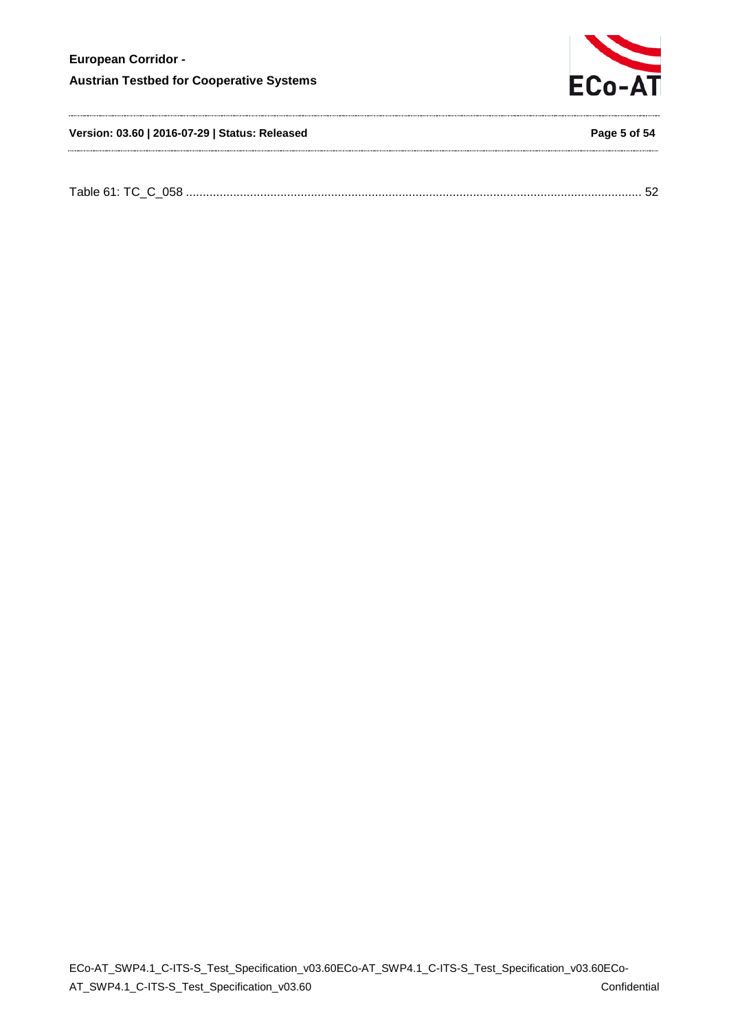Table 61: TC_C_058 ..................................................................................................................................... 52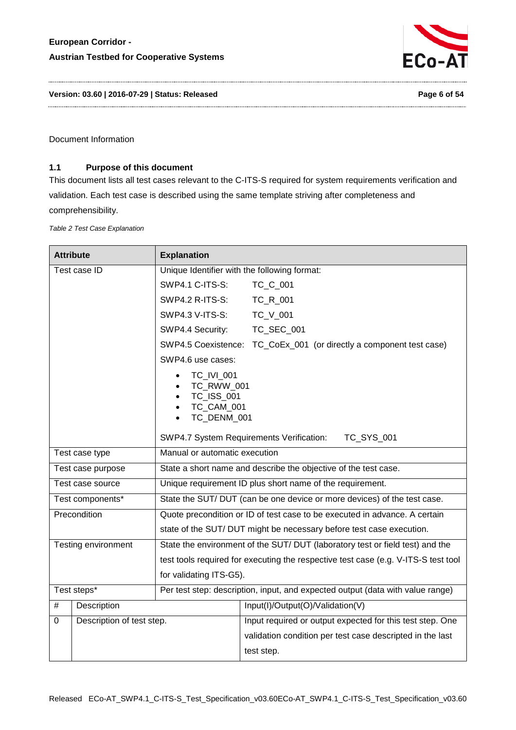Document Information

### 1.1 Purpose of this document

This document lists all test cases relevant to the C-ITS-S required for system requirements verification and validation. Each test case is described using the same template striving after completeness and comprehensibility.

*Table 2 Test Case Explanation*

| Attribute | Explanation | |
|---|---|---|
| Test case ID | Unique Identifier with the following format:<br>SWP4.1 C-ITS-S: TC_C_001<br>SWP4.2 R-ITS-S: TC_R_001<br>SWP4.3 V-ITS-S: TC_V_001<br>SWP4.4 Security: TC_SEC_001<br>SWP4.5 Coexistence: TC_CoEx_001 (or directly a component test case)<br>SWP4.6 use cases:<br>• TC_IVI_001<br>• TC_RWW_001<br>• TC_ISS_001<br>• TC_CAM_001<br>• TC_DENM_001<br>SWP4.7 System Requirements Verification: TC_SYS_001 | |
| Test case type | Manual or automatic execution | |
| Test case purpose | State a short name and describe the objective of the test case. | |
| Test case source | Unique requirement ID plus short name of the requirement. | |
| Test components* | State the SUT/ DUT (can be one device or more devices) of the test case. | |
| Precondition | Quote precondition or ID of test case to be executed in advance. A certain state of the SUT/ DUT might be necessary before test case execution. | |
| Testing environment | State the environment of the SUT/ DUT (laboratory test or field test) and the test tools required for executing the respective test case (e.g. V-ITS-S test tool for validating ITS-G5). | |
| Test steps* | Per test step: description, input, and expected output (data with value range) | |
| # | Description | Input(I)/Output(O)/Validation(V) |
| 0 | Description of test step. | Input required or output expected for this test step. One validation condition per test case descripted in the last test step. |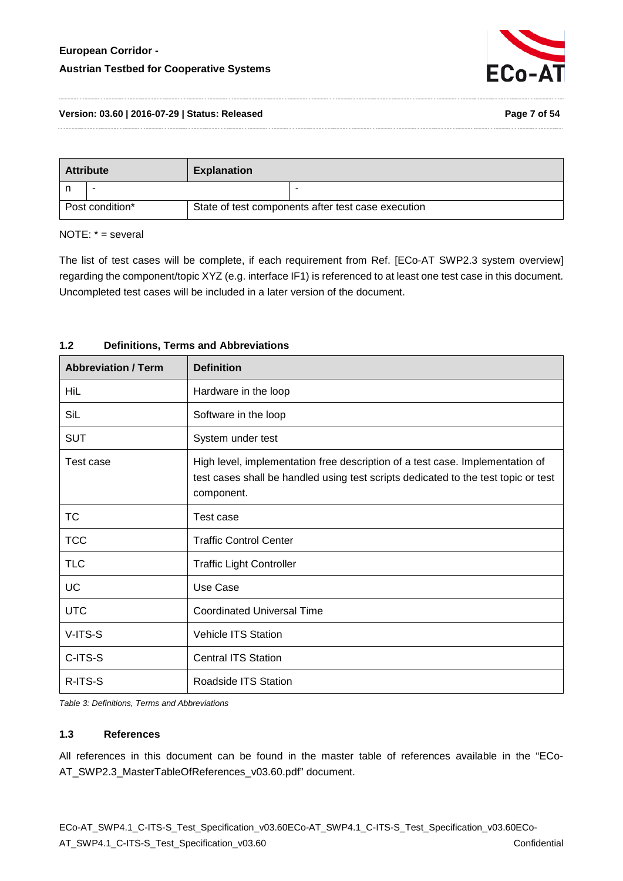| Attribute | Explanation | |
|---|---|---|
| n | - | - |
| Post condition* | State of test components after test case execution | |

NOTE: * = several

The list of test cases will be complete, if each requirement from Ref. [ECo-AT SWP2.3 system overview] regarding the component/topic XYZ (e.g. interface IF1) is referenced to at least one test case in this document. Uncompleted test cases will be included in a later version of the document.

## 1.2 Definitions, Terms and Abbreviations

| Abbreviation / Term | Definition |
|---|---|
| HiL | Hardware in the loop |
| SiL | Software in the loop |
| SUT | System under test |
| Test case | High level, implementation free description of a test case. Implementation of test cases shall be handled using test scripts dedicated to the test topic or test component. |
| TC | Test case |
| TCC | Traffic Control Center |
| TLC | Traffic Light Controller |
| UC | Use Case |
| UTC | Coordinated Universal Time |
| V-ITS-S | Vehicle ITS Station |
| C-ITS-S | Central ITS Station |
| R-ITS-S | Roadside ITS Station |

*Table 3: Definitions, Terms and Abbreviations*

## 1.3 References

All references in this document can be found in the master table of references available in the "ECo-AT_SWP2.3_MasterTableOfReferences_v03.60.pdf" document.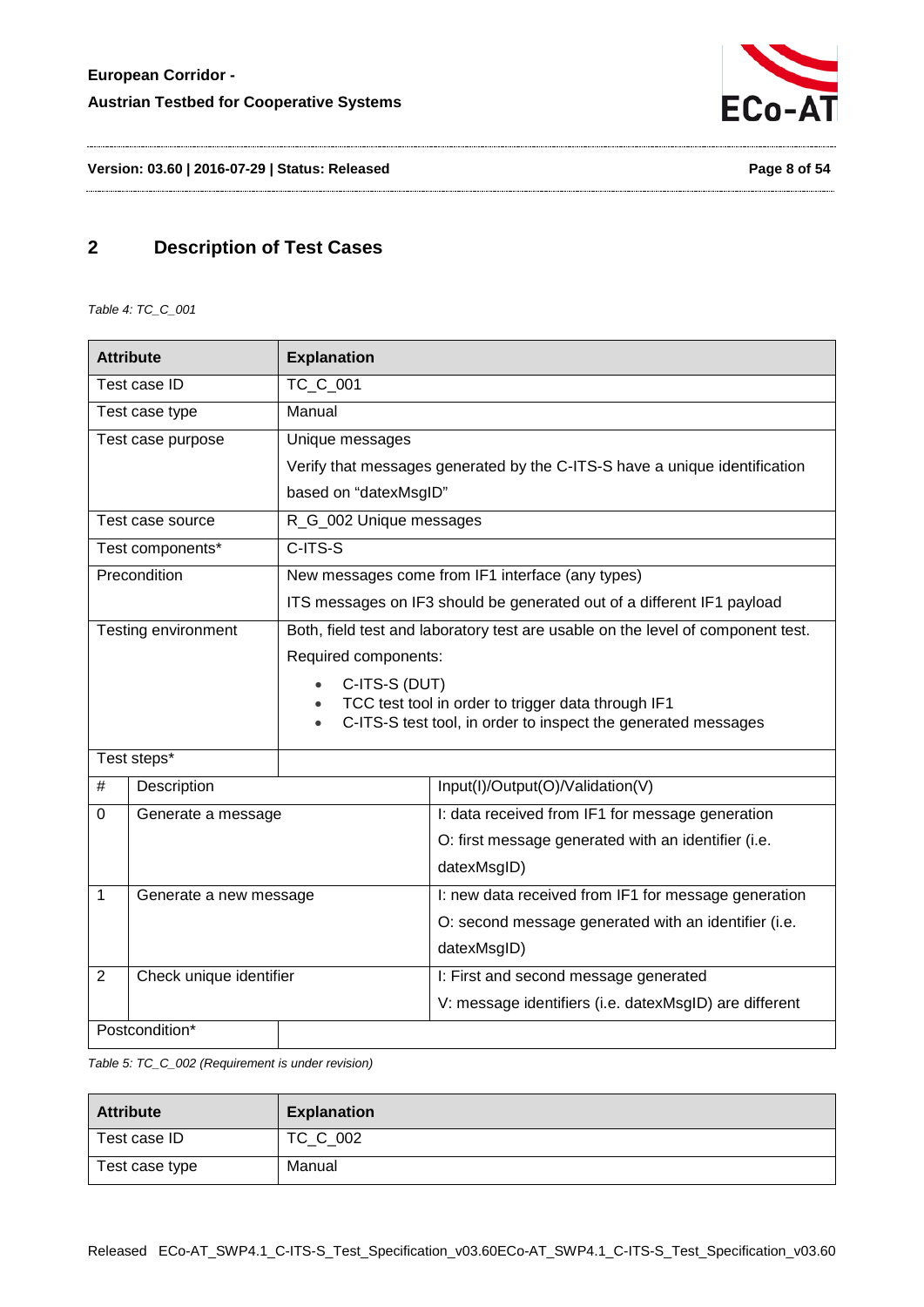## 2 Description of Test Cases

*Table 4: TC_C_001*

| Attribute | Explanation | |
|---|---|---|
| Test case ID | TC_C_001 | |
| Test case type | Manual | |
| Test case purpose | Unique messages<br>Verify that messages generated by the C-ITS-S have a unique identification based on "datexMsgID" | |
| Test case source | R_G_002 Unique messages | |
| Test components* | C-ITS-S | |
| Precondition | New messages come from IF1 interface (any types)<br>ITS messages on IF3 should be generated out of a different IF1 payload | |
| Testing environment | Both, field test and laboratory test are usable on the level of component test.<br>Required components:<br>• C-ITS-S (DUT)<br>• TCC test tool in order to trigger data through IF1<br>• C-ITS-S test tool, in order to inspect the generated messages | |
| Test steps* | | |
| # | Description | Input(I)/Output(O)/Validation(V) |
| 0 | Generate a message | I: data received from IF1 for message generation<br>O: first message generated with an identifier (i.e. datexMsgID) |
| 1 | Generate a new message | I: new data received from IF1 for message generation<br>O: second message generated with an identifier (i.e. datexMsgID) |
| 2 | Check unique identifier | I: First and second message generated<br>V: message identifiers (i.e. datexMsgID) are different |
| Postcondition* | | |

*Table 5: TC_C_002 (Requirement is under revision)*

| Attribute | Explanation |
|---|---|
| Test case ID | TC_C_002 |
| Test case type | Manual |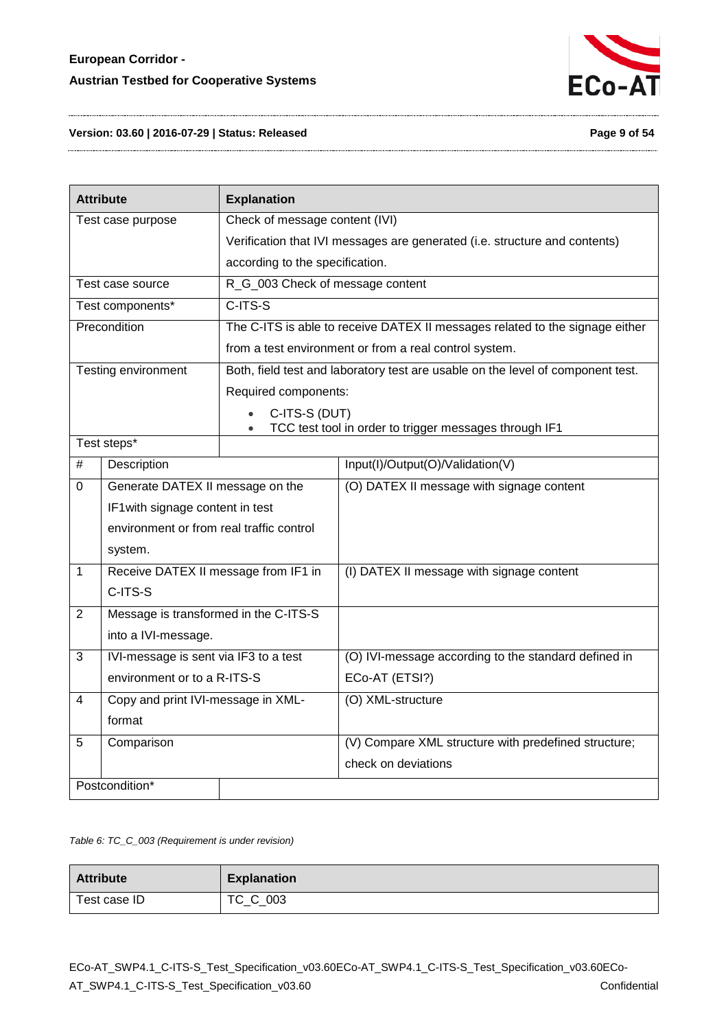| Attribute | Explanation | |
|---|---|---|
| Test case purpose | Check of message content (IVI)<br>Verification that IVI messages are generated (i.e. structure and contents) according to the specification. | |
| Test case source | R_G_003 Check of message content | |
| Test components* | C-ITS-S | |
| Precondition | The C-ITS is able to receive DATEX II messages related to the signage either from a test environment or from a real control system. | |
| Testing environment | Both, field test and laboratory test are usable on the level of component test.<br>Required components:<br>• C-ITS-S (DUT)<br>• TCC test tool in order to trigger messages through IF1 | |
| Test steps* | | |
| # | Description | Input(I)/Output(O)/Validation(V) |
| 0 | Generate DATEX II message on the IF1with signage content in test environment or from real traffic control system. | (O) DATEX II message with signage content |
| 1 | Receive DATEX II message from IF1 in C-ITS-S | (I) DATEX II message with signage content |
| 2 | Message is transformed in the C-ITS-S into a IVI-message. | |
| 3 | IVI-message is sent via IF3 to a test environment or to a R-ITS-S | (O) IVI-message according to the standard defined in ECo-AT (ETSI?) |
| 4 | Copy and print IVI-message in XML-format | (O) XML-structure |
| 5 | Comparison | (V) Compare XML structure with predefined structure; check on deviations |
| Postcondition* | | |

*Table 6: TC_C_003 (Requirement is under revision)*

| Attribute | Explanation |
|---|---|
| Test case ID | TC_C_003 |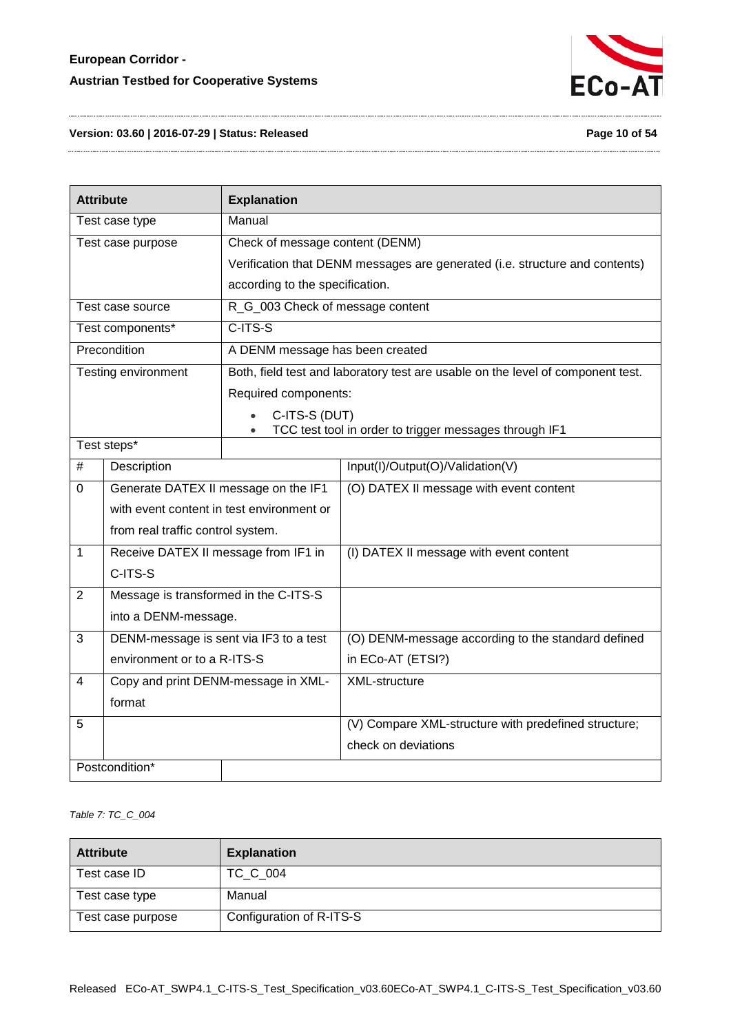| Attribute | Explanation | |
|---|---|---|
| Test case type | Manual | |
| Test case purpose | Check of message content (DENM)<br>Verification that DENM messages are generated (i.e. structure and contents) according to the specification. | |
| Test case source | R_G_003 Check of message content | |
| Test components* | C-ITS-S | |
| Precondition | A DENM message has been created | |
| Testing environment | Both, field test and laboratory test are usable on the level of component test.<br>Required components:<br>• C-ITS-S (DUT)<br>• TCC test tool in order to trigger messages through IF1 | |
| Test steps* | | |
| # | Description | Input(I)/Output(O)/Validation(V) |
| 0 | Generate DATEX II message on the IF1 with event content in test environment or from real traffic control system. | (O) DATEX II message with event content |
| 1 | Receive DATEX II message from IF1 in C-ITS-S | (I) DATEX II message with event content |
| 2 | Message is transformed in the C-ITS-S into a DENM-message. | |
| 3 | DENM-message is sent via IF3 to a test environment or to a R-ITS-S | (O) DENM-message according to the standard defined in ECo-AT (ETSI?) |
| 4 | Copy and print DENM-message in XML-format | XML-structure |
| 5 | | (V) Compare XML-structure with predefined structure; check on deviations |
| Postcondition* | | |

*Table 7: TC_C_004*

| Attribute | Explanation |
|---|---|
| Test case ID | TC_C_004 |
| Test case type | Manual |
| Test case purpose | Configuration of R-ITS-S |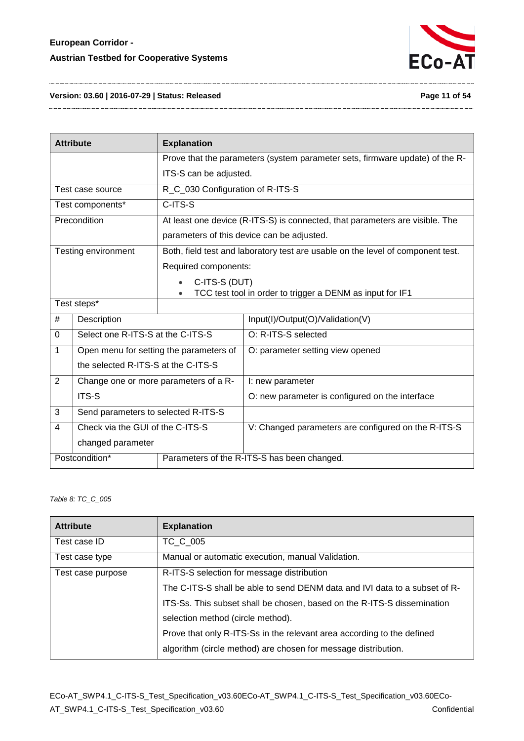| Attribute | Explanation | |
|---|---|---|
| | Prove that the parameters (system parameter sets, firmware update) of the R-ITS-S can be adjusted. | |
| Test case source | R_C_030 Configuration of R-ITS-S | |
| Test components* | C-ITS-S | |
| Precondition | At least one device (R-ITS-S) is connected, that parameters are visible. The parameters of this device can be adjusted. | |
| Testing environment | Both, field test and laboratory test are usable on the level of component test.<br>Required components:<br>• C-ITS-S (DUT)<br>• TCC test tool in order to trigger a DENM as input for IF1 | |
| Test steps* | | |
| # | Description | Input(I)/Output(O)/Validation(V) |
| 0 | Select one R-ITS-S at the C-ITS-S | O: R-ITS-S selected |
| 1 | Open menu for setting the parameters of the selected R-ITS-S at the C-ITS-S | O: parameter setting view opened |
| 2 | Change one or more parameters of a R-ITS-S | I: new parameter<br>O: new parameter is configured on the interface |
| 3 | Send parameters to selected R-ITS-S | |
| 4 | Check via the GUI of the C-ITS-S changed parameter | V: Changed parameters are configured on the R-ITS-S |
| Postcondition* | Parameters of the R-ITS-S has been changed. | |

*Table 8: TC_C_005*

| Attribute | Explanation |
|---|---|
| Test case ID | TC_C_005 |
| Test case type | Manual or automatic execution, manual Validation. |
| Test case purpose | R-ITS-S selection for message distribution<br>The C-ITS-S shall be able to send DENM data and IVI data to a subset of R-ITS-Ss. This subset shall be chosen, based on the R-ITS-S dissemination selection method (circle method).<br>Prove that only R-ITS-Ss in the relevant area according to the defined algorithm (circle method) are chosen for message distribution. |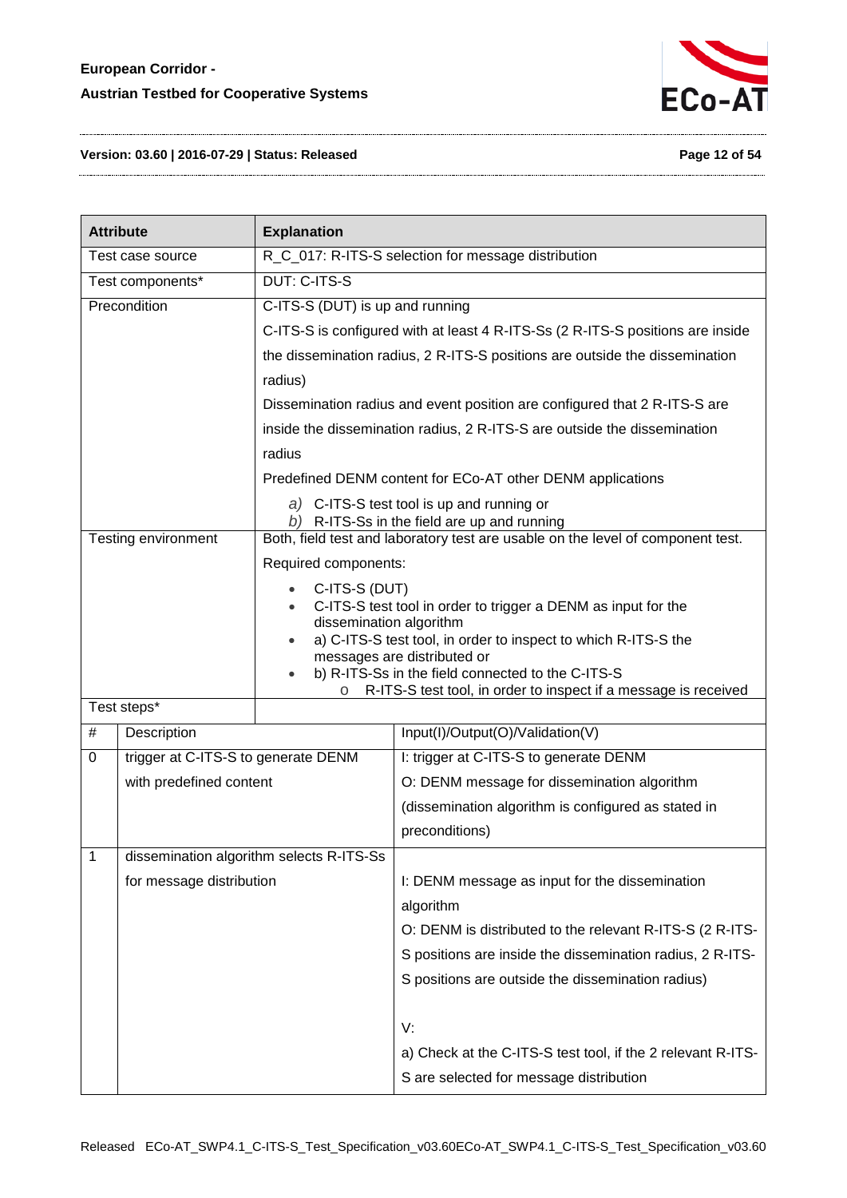| Attribute | Explanation |
|---|---|
| Test case source | R_C_017: R-ITS-S selection for message distribution |
| Test components* | DUT: C-ITS-S |
| Precondition | C-ITS-S (DUT) is up and running<br>C-ITS-S is configured with at least 4 R-ITS-Ss (2 R-ITS-S positions are inside the dissemination radius, 2 R-ITS-S positions are outside the dissemination radius)<br>Dissemination radius and event position are configured that 2 R-ITS-S are inside the dissemination radius, 2 R-ITS-S are outside the dissemination radius<br>Predefined DENM content for ECo-AT other DENM applications<br>*a)* C-ITS-S test tool is up and running or<br>*b)* R-ITS-Ss in the field are up and running |
| Testing environment | Both, field test and laboratory test are usable on the level of component test.<br>Required components:<br>• C-ITS-S (DUT)<br>• C-ITS-S test tool in order to trigger a DENM as input for the dissemination algorithm<br>• a) C-ITS-S test tool, in order to inspect to which R-ITS-S the messages are distributed or<br>• b) R-ITS-Ss in the field connected to the C-ITS-S<br>  o R-ITS-S test tool, in order to inspect if a message is received |
| Test steps* | |

| # | Description | Input(I)/Output(O)/Validation(V) |
|---|---|---|
| 0 | trigger at C-ITS-S to generate DENM with predefined content | I: trigger at C-ITS-S to generate DENM<br>O: DENM message for dissemination algorithm (dissemination algorithm is configured as stated in preconditions) |
| 1 | dissemination algorithm selects R-ITS-Ss for message distribution | I: DENM message as input for the dissemination algorithm<br>O: DENM is distributed to the relevant R-ITS-S (2 R-ITS-S positions are inside the dissemination radius, 2 R-ITS-S positions are outside the dissemination radius)<br><br>V:<br>a) Check at the C-ITS-S test tool, if the 2 relevant R-ITS-S are selected for message distribution |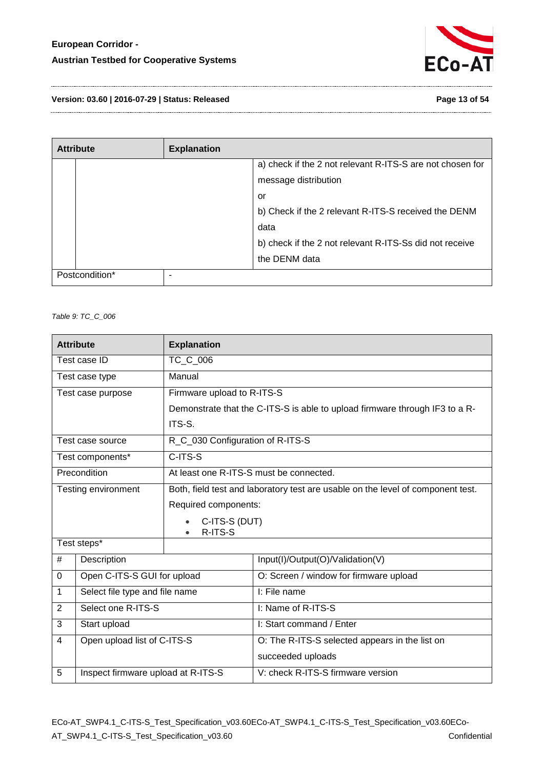| Attribute | | Explanation |
| --- | --- | --- |
| | | a) check if the 2 not relevant R-ITS-S are not chosen for message distribution<br>or<br>b) Check if the 2 relevant R-ITS-S received the DENM data<br>b) check if the 2 not relevant R-ITS-Ss did not receive the DENM data |
| Postcondition* | - | |

*Table 9: TC_C_006*

| Attribute | Explanation | |
| --- | --- | --- |
| Test case ID | TC_C_006 | |
| Test case type | Manual | |
| Test case purpose | Firmware upload to R-ITS-S<br>Demonstrate that the C-ITS-S is able to upload firmware through IF3 to a R-ITS-S. | |
| Test case source | R_C_030 Configuration of R-ITS-S | |
| Test components* | C-ITS-S | |
| Precondition | At least one R-ITS-S must be connected. | |
| Testing environment | Both, field test and laboratory test are usable on the level of component test.<br>Required components:<br>• C-ITS-S (DUT)<br>• R-ITS-S | |
| Test steps* | | |
| # | Description | Input(I)/Output(O)/Validation(V) |
| 0 | Open C-ITS-S GUI for upload | O: Screen / window for firmware upload |
| 1 | Select file type and file name | I: File name |
| 2 | Select one R-ITS-S | I: Name of R-ITS-S |
| 3 | Start upload | I: Start command / Enter |
| 4 | Open upload list of C-ITS-S | O: The R-ITS-S selected appears in the list on succeeded uploads |
| 5 | Inspect firmware upload at R-ITS-S | V: check R-ITS-S firmware version |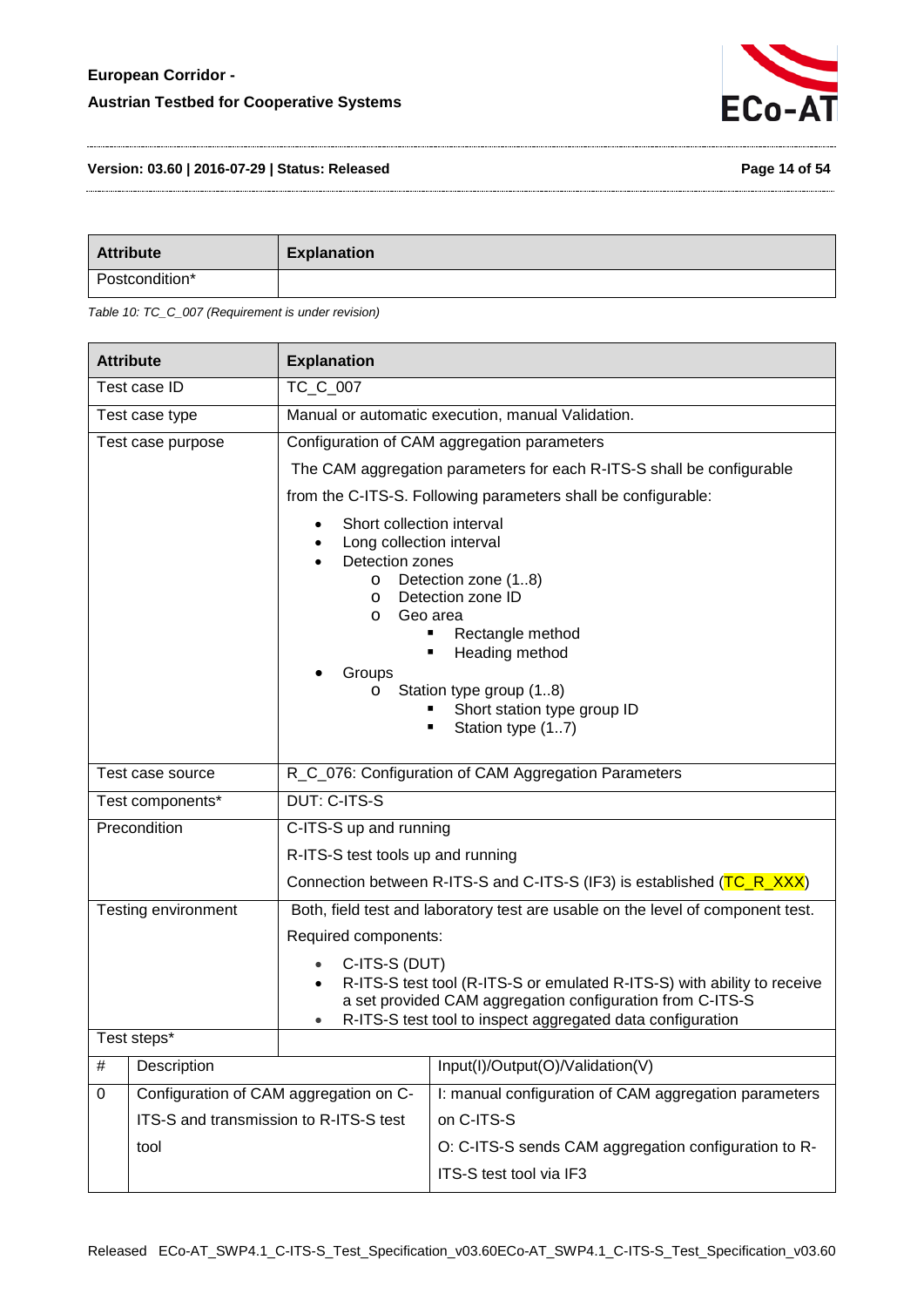| Attribute | Explanation |
|---|---|
| Postcondition* | |

*Table 10: TC_C_007 (Requirement is under revision)*

| Attribute | Explanation | |
|---|---|---|
| Test case ID | TC_C_007 | |
| Test case type | Manual or automatic execution, manual Validation. | |
| Test case purpose | Configuration of CAM aggregation parameters<br>The CAM aggregation parameters for each R-ITS-S shall be configurable from the C-ITS-S. Following parameters shall be configurable:<br>• Short collection interval<br>• Long collection interval<br>• Detection zones<br>  o Detection zone (1..8)<br>  o Detection zone ID<br>  o Geo area<br>    ▪ Rectangle method<br>    ▪ Heading method<br>• Groups<br>  o Station type group (1..8)<br>    ▪ Short station type group ID<br>    ▪ Station type (1..7) | |
| Test case source | R_C_076: Configuration of CAM Aggregation Parameters | |
| Test components* | DUT: C-ITS-S | |
| Precondition | C-ITS-S up and running<br>R-ITS-S test tools up and running<br>Connection between R-ITS-S and C-ITS-S (IF3) is established (TC_R_XXX) | |
| Testing environment | Both, field test and laboratory test are usable on the level of component test.<br>Required components:<br>• C-ITS-S (DUT)<br>• R-ITS-S test tool (R-ITS-S or emulated R-ITS-S) with ability to receive a set provided CAM aggregation configuration from C-ITS-S<br>• R-ITS-S test tool to inspect aggregated data configuration | |
| Test steps* | | |
| # | Description | Input(I)/Output(O)/Validation(V) |
| 0 | Configuration of CAM aggregation on C-ITS-S and transmission to R-ITS-S test tool | I: manual configuration of CAM aggregation parameters on C-ITS-S<br>O: C-ITS-S sends CAM aggregation configuration to R-ITS-S test tool via IF3 |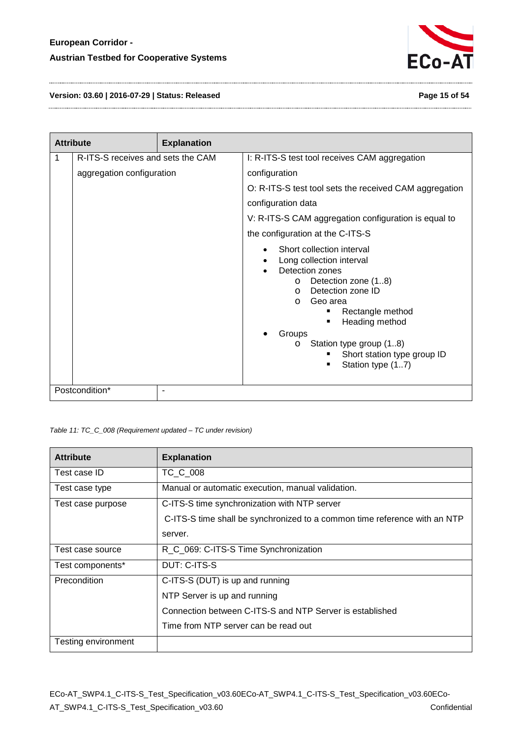| Attribute | Explanation | |
|---|---|---|
| 1 | R-ITS-S receives and sets the CAM aggregation configuration | I: R-ITS-S test tool receives CAM aggregation configuration<br>O: R-ITS-S test tool sets the received CAM aggregation configuration data<br>V: R-ITS-S CAM aggregation configuration is equal to the configuration at the C-ITS-S<br>• Short collection interval<br>• Long collection interval<br>• Detection zones<br>  o Detection zone (1..8)<br>  o Detection zone ID<br>  o Geo area<br>    ▪ Rectangle method<br>    ▪ Heading method<br>• Groups<br>  o Station type group (1..8)<br>    ▪ Short station type group ID<br>    ▪ Station type (1..7) |
| Postcondition* | - | |

*Table 11: TC_C_008 (Requirement updated – TC under revision)*

| Attribute | Explanation |
|---|---|
| Test case ID | TC_C_008 |
| Test case type | Manual or automatic execution, manual validation. |
| Test case purpose | C-ITS-S time synchronization with NTP server<br>C-ITS-S time shall be synchronized to a common time reference with an NTP server. |
| Test case source | R_C_069: C-ITS-S Time Synchronization |
| Test components* | DUT: C-ITS-S |
| Precondition | C-ITS-S (DUT) is up and running<br>NTP Server is up and running<br>Connection between C-ITS-S and NTP Server is established<br>Time from NTP server can be read out |
| Testing environment | |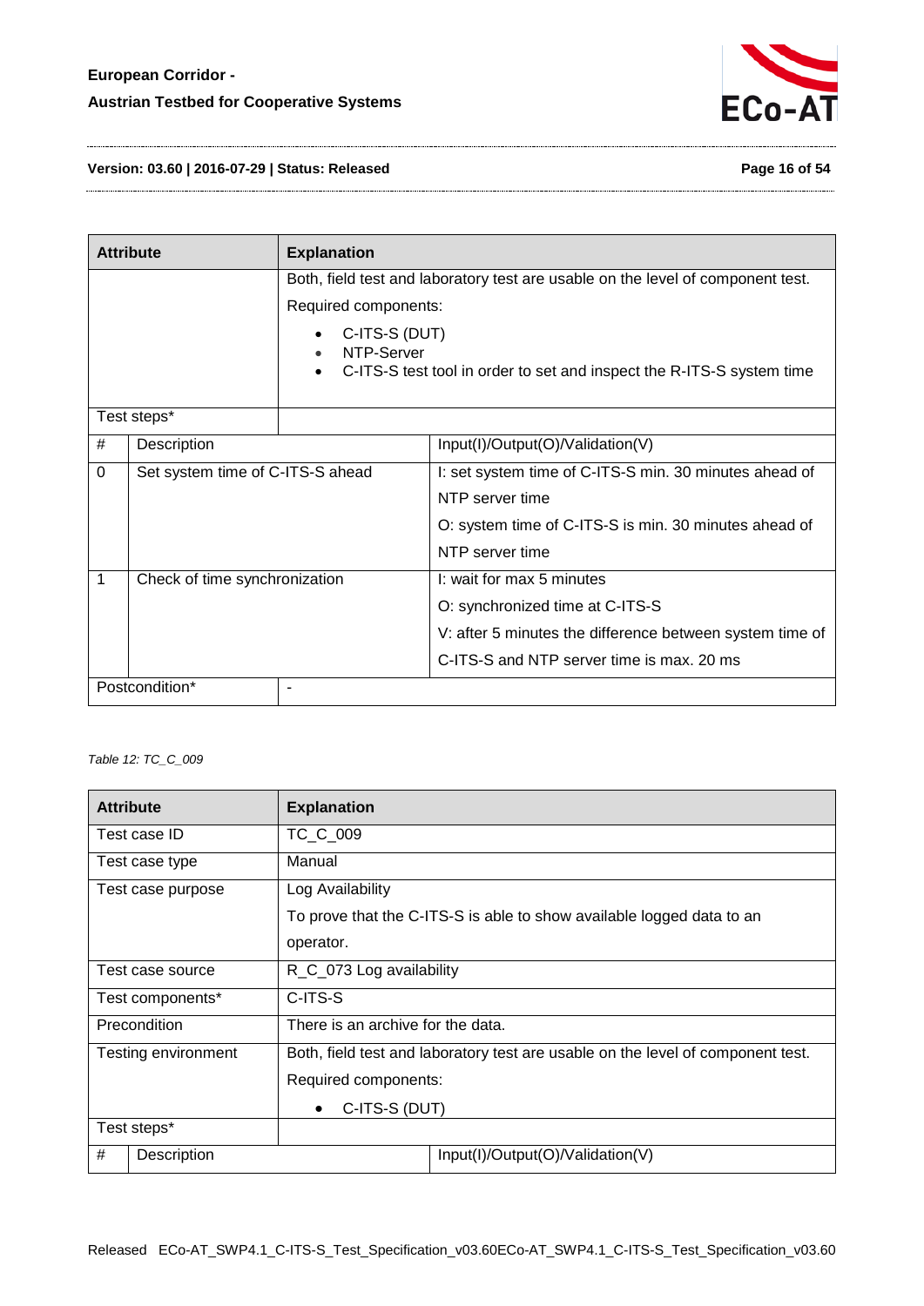| Attribute | Explanation | |
|---|---|---|
| | Both, field test and laboratory test are usable on the level of component test.<br>Required components:<br>• C-ITS-S (DUT)<br>• NTP-Server<br>• C-ITS-S test tool in order to set and inspect the R-ITS-S system time | |
| Test steps* | | |
| # | Description | Input(I)/Output(O)/Validation(V) |
| 0 | Set system time of C-ITS-S ahead | I: set system time of C-ITS-S min. 30 minutes ahead of NTP server time<br>O: system time of C-ITS-S is min. 30 minutes ahead of NTP server time |
| 1 | Check of time synchronization | I: wait for max 5 minutes<br>O: synchronized time at C-ITS-S<br>V: after 5 minutes the difference between system time of C-ITS-S and NTP server time is max. 20 ms |
| Postcondition* | - | |

*Table 12: TC_C_009*

| Attribute | Explanation | |
|---|---|---|
| Test case ID | TC_C_009 | |
| Test case type | Manual | |
| Test case purpose | Log Availability<br>To prove that the C-ITS-S is able to show available logged data to an operator. | |
| Test case source | R_C_073 Log availability | |
| Test components* | C-ITS-S | |
| Precondition | There is an archive for the data. | |
| Testing environment | Both, field test and laboratory test are usable on the level of component test.<br>Required components:<br>• C-ITS-S (DUT) | |
| Test steps* | | |
| # | Description | Input(I)/Output(O)/Validation(V) |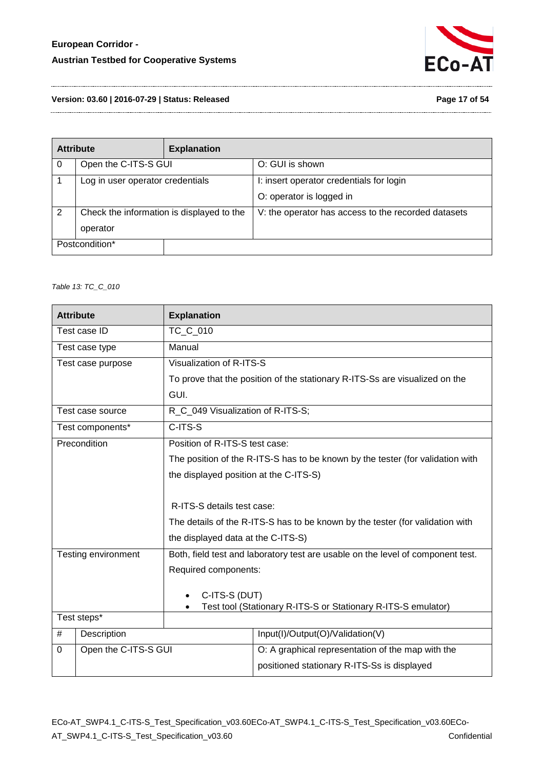| Attribute | Explanation | |
|---|---|---|
| 0 | Open the C-ITS-S GUI | O: GUI is shown |
| 1 | Log in user operator credentials | I: insert operator credentials for login<br>O: operator is logged in |
| 2 | Check the information is displayed to the operator | V: the operator has access to the recorded datasets |
| Postcondition* | | |

*Table 13: TC_C_010*

| Attribute | Explanation | |
|---|---|---|
| Test case ID | TC_C_010 | |
| Test case type | Manual | |
| Test case purpose | Visualization of R-ITS-S<br>To prove that the position of the stationary R-ITS-Ss are visualized on the GUI. | |
| Test case source | R_C_049 Visualization of R-ITS-S; | |
| Test components* | C-ITS-S | |
| Precondition | Position of R-ITS-S test case:<br>The position of the R-ITS-S has to be known by the tester (for validation with the displayed position at the C-ITS-S)<br><br>R-ITS-S details test case:<br>The details of the R-ITS-S has to be known by the tester (for validation with the displayed data at the C-ITS-S) | |
| Testing environment | Both, field test and laboratory test are usable on the level of component test.<br>Required components:<br>• C-ITS-S (DUT)<br>• Test tool (Stationary R-ITS-S or Stationary R-ITS-S emulator) | |
| Test steps* | | |
| # | Description | Input(I)/Output(O)/Validation(V) |
| 0 | Open the C-ITS-S GUI | O: A graphical representation of the map with the positioned stationary R-ITS-Ss is displayed |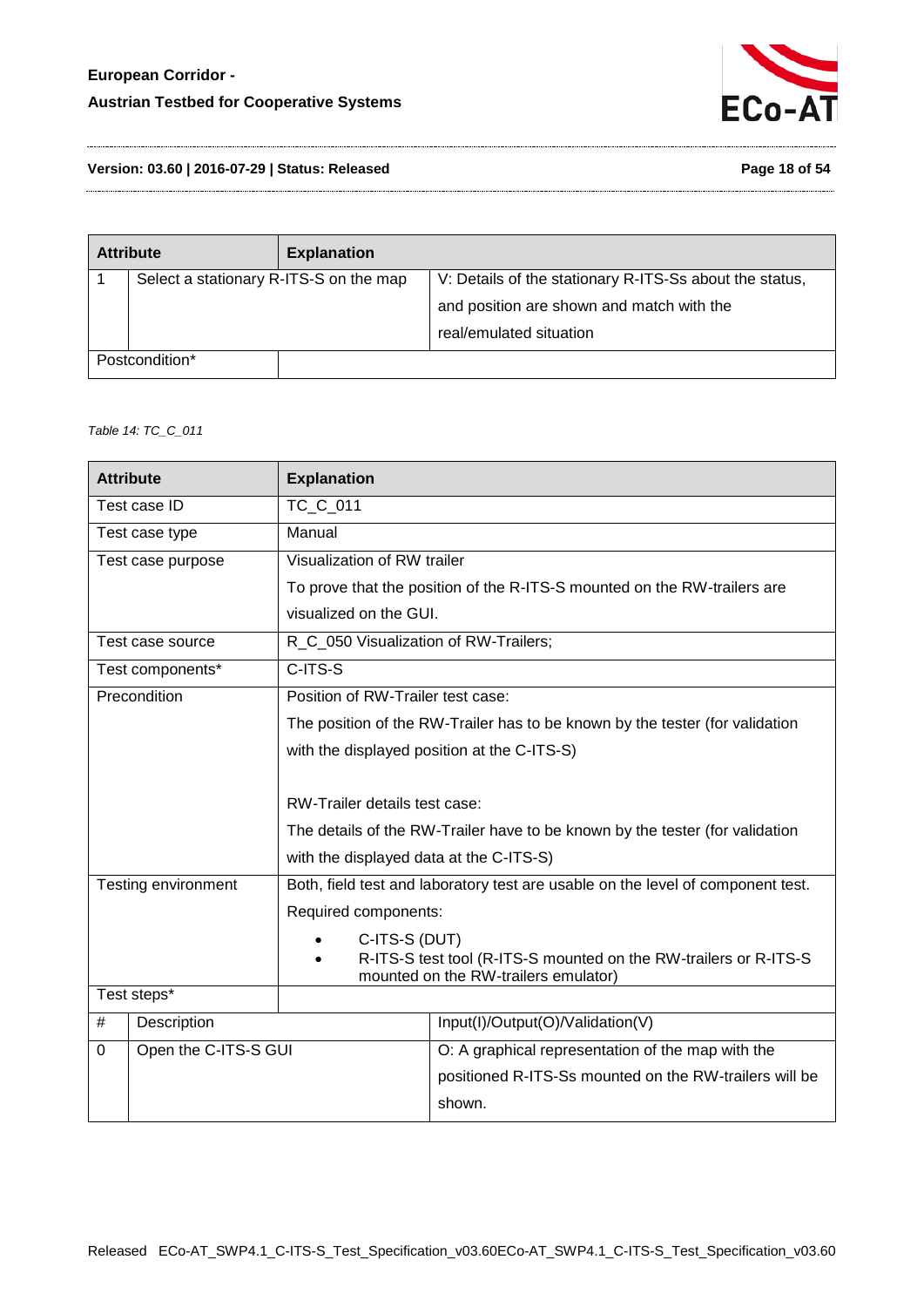| Attribute | Explanation | |
|---|---|---|
| 1 | Select a stationary R-ITS-S on the map | V: Details of the stationary R-ITS-Ss about the status, and position are shown and match with the real/emulated situation |
| Postcondition* | | |

*Table 14: TC_C_011*

| Attribute | | Explanation |
|---|---|---|
| Test case ID | | TC_C_011 |
| Test case type | | Manual |
| Test case purpose | | Visualization of RW trailer<br>To prove that the position of the R-ITS-S mounted on the RW-trailers are visualized on the GUI. |
| Test case source | | R_C_050 Visualization of RW-Trailers; |
| Test components* | | C-ITS-S |
| Precondition | | Position of RW-Trailer test case:<br>The position of the RW-Trailer has to be known by the tester (for validation with the displayed position at the C-ITS-S)<br><br>RW-Trailer details test case:<br>The details of the RW-Trailer have to be known by the tester (for validation with the displayed data at the C-ITS-S) |
| Testing environment | | Both, field test and laboratory test are usable on the level of component test.<br>Required components:<br>• C-ITS-S (DUT)<br>• R-ITS-S test tool (R-ITS-S mounted on the RW-trailers or R-ITS-S mounted on the RW-trailers emulator) |
| Test steps* | | |
| # | Description | Input(I)/Output(O)/Validation(V) |
| 0 | Open the C-ITS-S GUI | O: A graphical representation of the map with the positioned R-ITS-Ss mounted on the RW-trailers will be shown. |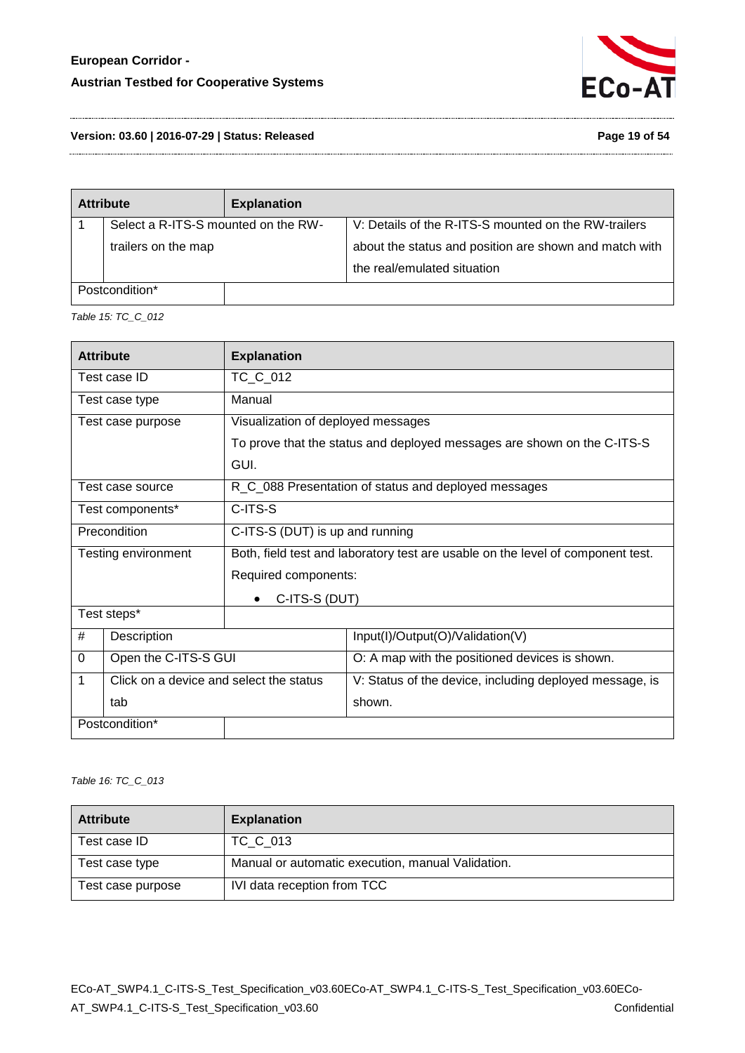| Attribute | Explanation | |
|---|---|---|
| 1 | Select a R-ITS-S mounted on the RW-trailers on the map | V: Details of the R-ITS-S mounted on the RW-trailers about the status and position are shown and match with the real/emulated situation |
| Postcondition* | | |

*Table 15: TC_C_012*

| Attribute | Explanation | |
|---|---|---|
| Test case ID | TC_C_012 | |
| Test case type | Manual | |
| Test case purpose | Visualization of deployed messages<br>To prove that the status and deployed messages are shown on the C-ITS-S GUI. | |
| Test case source | R_C_088 Presentation of status and deployed messages | |
| Test components* | C-ITS-S | |
| Precondition | C-ITS-S (DUT) is up and running | |
| Testing environment | Both, field test and laboratory test are usable on the level of component test.<br>Required components:<br>• C-ITS-S (DUT) | |
| Test steps* | | |
| # | Description | Input(I)/Output(O)/Validation(V) |
| 0 | Open the C-ITS-S GUI | O: A map with the positioned devices is shown. |
| 1 | Click on a device and select the status tab | V: Status of the device, including deployed message, is shown. |
| Postcondition* | | |

*Table 16: TC_C_013*

| Attribute | Explanation |
|---|---|
| Test case ID | TC_C_013 |
| Test case type | Manual or automatic execution, manual Validation. |
| Test case purpose | IVI data reception from TCC |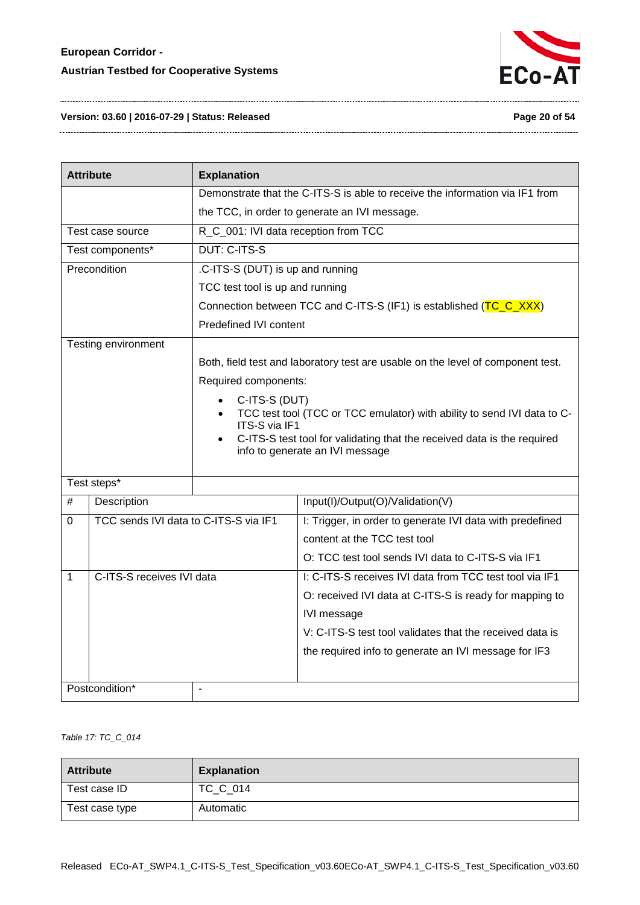| Attribute | Explanation |
|---|---|
| | Demonstrate that the C-ITS-S is able to receive the information via IF1 from the TCC, in order to generate an IVI message. |
| Test case source | R_C_001: IVI data reception from TCC |
| Test components* | DUT: C-ITS-S |
| Precondition | .C-ITS-S (DUT) is up and running<br>TCC test tool is up and running<br>Connection between TCC and C-ITS-S (IF1) is established (TC_C_XXX)<br>Predefined IVI content |
| Testing environment | Both, field test and laboratory test are usable on the level of component test.<br>Required components:<br>• C-ITS-S (DUT)<br>• TCC test tool (TCC or TCC emulator) with ability to send IVI data to C-ITS-S via IF1<br>• C-ITS-S test tool for validating that the received data is the required info to generate an IVI message |
| Test steps* | |

| # | Description | Input(I)/Output(O)/Validation(V) |
|---|---|---|
| 0 | TCC sends IVI data to C-ITS-S via IF1 | I: Trigger, in order to generate IVI data with predefined content at the TCC test tool<br>O: TCC test tool sends IVI data to C-ITS-S via IF1 |
| 1 | C-ITS-S receives IVI data | I: C-ITS-S receives IVI data from TCC test tool via IF1<br>O: received IVI data at C-ITS-S is ready for mapping to IVI message<br>V: C-ITS-S test tool validates that the received data is the required info to generate an IVI message for IF3 |

| Attribute | Explanation |
|---|---|
| Postcondition* | - |

*Table 17: TC_C_014*

| Attribute | Explanation |
|---|---|
| Test case ID | TC_C_014 |
| Test case type | Automatic |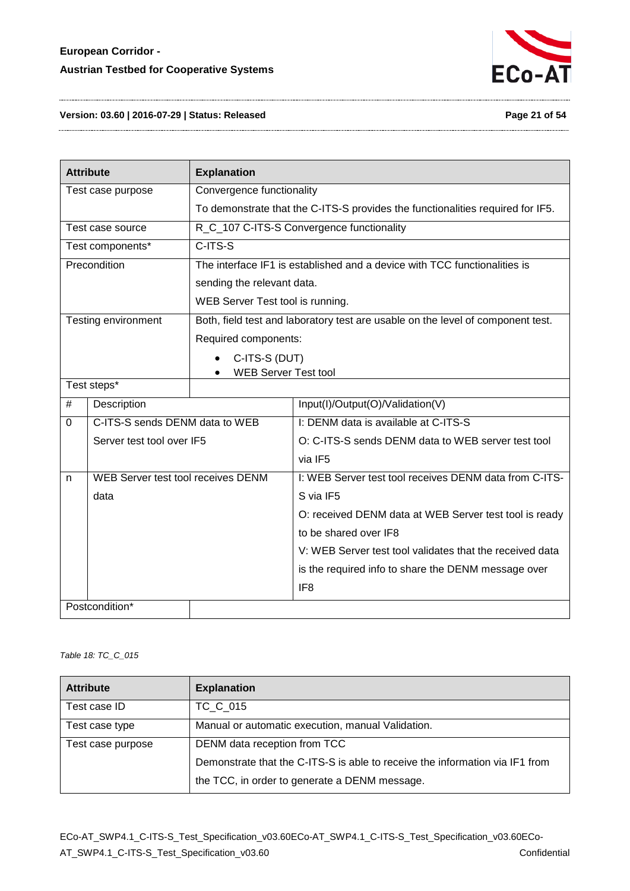| Attribute | Explanation | |
|---|---|---|
| Test case purpose | Convergence functionality<br>To demonstrate that the C-ITS-S provides the functionalities required for IF5. | |
| Test case source | R_C_107 C-ITS-S Convergence functionality | |
| Test components* | C-ITS-S | |
| Precondition | The interface IF1 is established and a device with TCC functionalities is sending the relevant data.<br>WEB Server Test tool is running. | |
| Testing environment | Both, field test and laboratory test are usable on the level of component test.<br>Required components:<br>• C-ITS-S (DUT)<br>• WEB Server Test tool | |
| Test steps* | | |
| # | Description | Input(I)/Output(O)/Validation(V) |
| 0 | C-ITS-S sends DENM data to WEB Server test tool over IF5 | I: DENM data is available at C-ITS-S<br>O: C-ITS-S sends DENM data to WEB server test tool via IF5 |
| n | WEB Server test tool receives DENM data | I: WEB Server test tool receives DENM data from C-ITS-S via IF5<br>O: received DENM data at WEB Server test tool is ready to be shared over IF8<br>V: WEB Server test tool validates that the received data is the required info to share the DENM message over IF8 |
| Postcondition* | | |

*Table 18: TC_C_015*

| Attribute | Explanation |
|---|---|
| Test case ID | TC_C_015 |
| Test case type | Manual or automatic execution, manual Validation. |
| Test case purpose | DENM data reception from TCC<br>Demonstrate that the C-ITS-S is able to receive the information via IF1 from the TCC, in order to generate a DENM message. |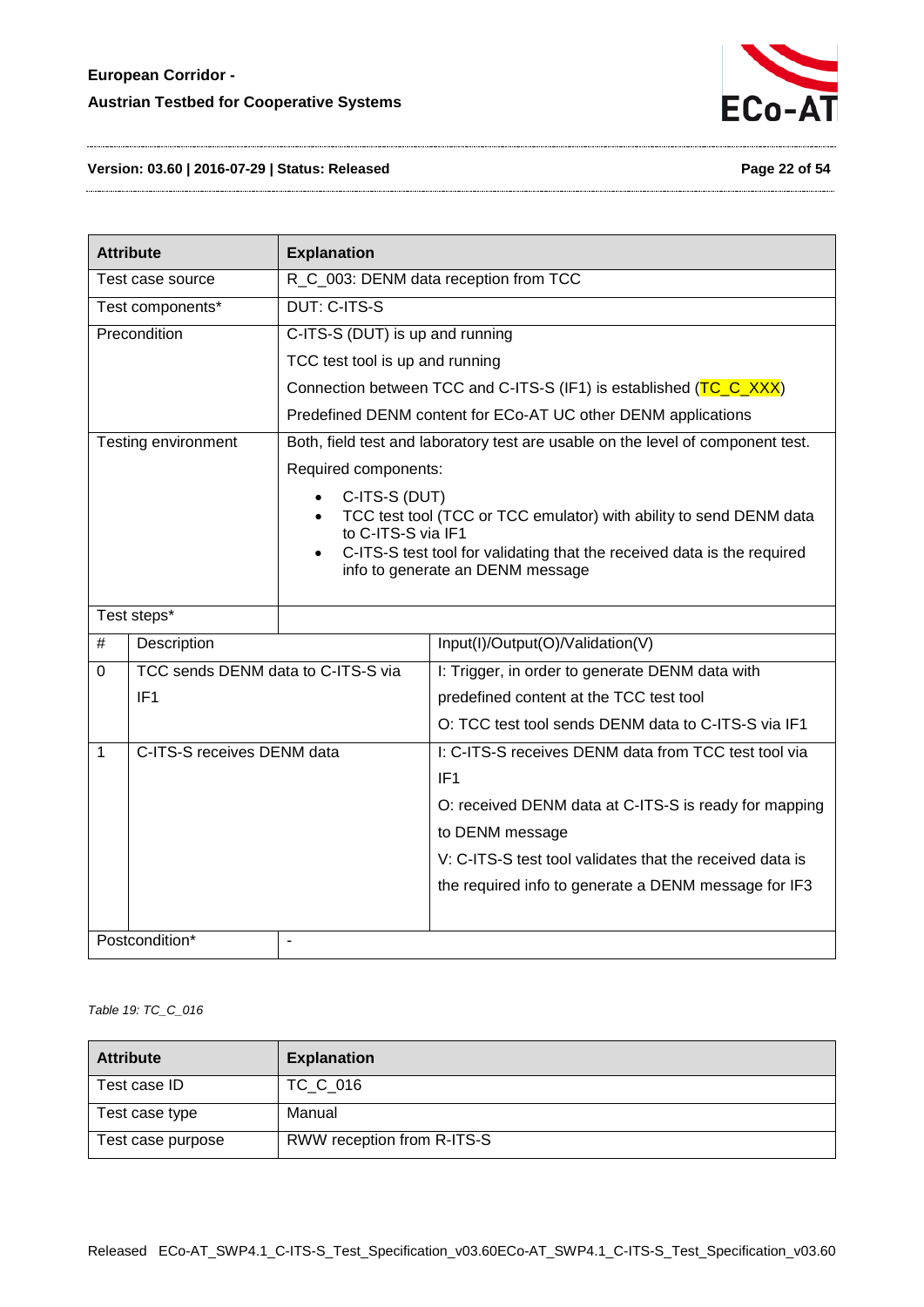| Attribute | Explanation | |
|---|---|---|
| Test case source | R_C_003: DENM data reception from TCC | |
| Test components* | DUT: C-ITS-S | |
| Precondition | C-ITS-S (DUT) is up and running<br>TCC test tool is up and running<br>Connection between TCC and C-ITS-S (IF1) is established (TC_C_XXX)<br>Predefined DENM content for ECo-AT UC other DENM applications | |
| Testing environment | Both, field test and laboratory test are usable on the level of component test.<br>Required components:<br>• C-ITS-S (DUT)<br>• TCC test tool (TCC or TCC emulator) with ability to send DENM data to C-ITS-S via IF1<br>• C-ITS-S test tool for validating that the received data is the required info to generate an DENM message | |
| Test steps* | | |
| # | Description | Input(I)/Output(O)/Validation(V) |
| 0 | TCC sends DENM data to C-ITS-S via IF1 | I: Trigger, in order to generate DENM data with predefined content at the TCC test tool<br>O: TCC test tool sends DENM data to C-ITS-S via IF1 |
| 1 | C-ITS-S receives DENM data | I: C-ITS-S receives DENM data from TCC test tool via IF1<br>O: received DENM data at C-ITS-S is ready for mapping to DENM message<br>V: C-ITS-S test tool validates that the received data is the required info to generate a DENM message for IF3 |
| Postcondition* | - | |

*Table 19: TC_C_016*

| Attribute | Explanation |
|---|---|
| Test case ID | TC_C_016 |
| Test case type | Manual |
| Test case purpose | RWW reception from R-ITS-S |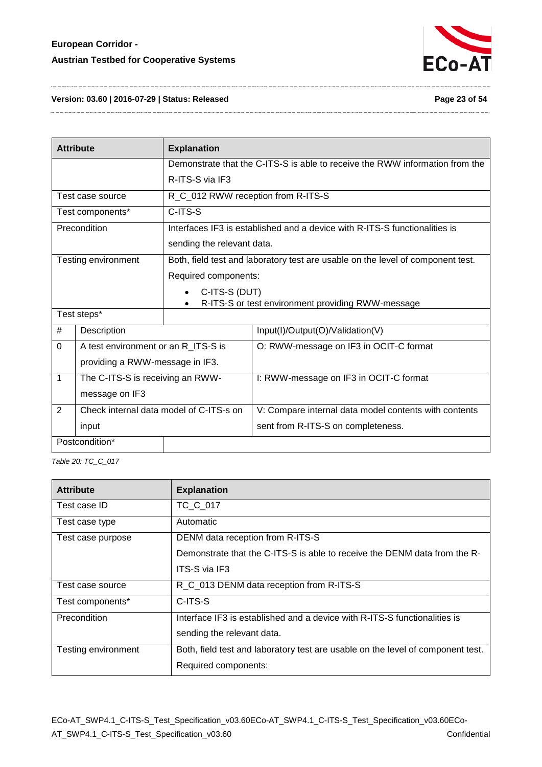| Attribute | Explanation | |
|---|---|---|
| | Demonstrate that the C-ITS-S is able to receive the RWW information from the R-ITS-S via IF3 | |
| Test case source | R_C_012 RWW reception from R-ITS-S | |
| Test components* | C-ITS-S | |
| Precondition | Interfaces IF3 is established and a device with R-ITS-S functionalities is sending the relevant data. | |
| Testing environment | Both, field test and laboratory test are usable on the level of component test. Required components: <br>• C-ITS-S (DUT) <br>• R-ITS-S or test environment providing RWW-message | |
| Test steps* | | |
| # | Description | Input(I)/Output(O)/Validation(V) |
| 0 | A test environment or an R_ITS-S is providing a RWW-message in IF3. | O: RWW-message on IF3 in OCIT-C format |
| 1 | The C-ITS-S is receiving an RWW-message on IF3 | I: RWW-message on IF3 in OCIT-C format |
| 2 | Check internal data model of C-ITS-s on input | V: Compare internal data model contents with contents sent from R-ITS-S on completeness. |
| Postcondition* | | |

*Table 20: TC_C_017*

| Attribute | Explanation |
|---|---|
| Test case ID | TC_C_017 |
| Test case type | Automatic |
| Test case purpose | DENM data reception from R-ITS-S <br>Demonstrate that the C-ITS-S is able to receive the DENM data from the R-ITS-S via IF3 |
| Test case source | R_C_013 DENM data reception from R-ITS-S |
| Test components* | C-ITS-S |
| Precondition | Interface IF3 is established and a device with R-ITS-S functionalities is sending the relevant data. |
| Testing environment | Both, field test and laboratory test are usable on the level of component test. Required components: |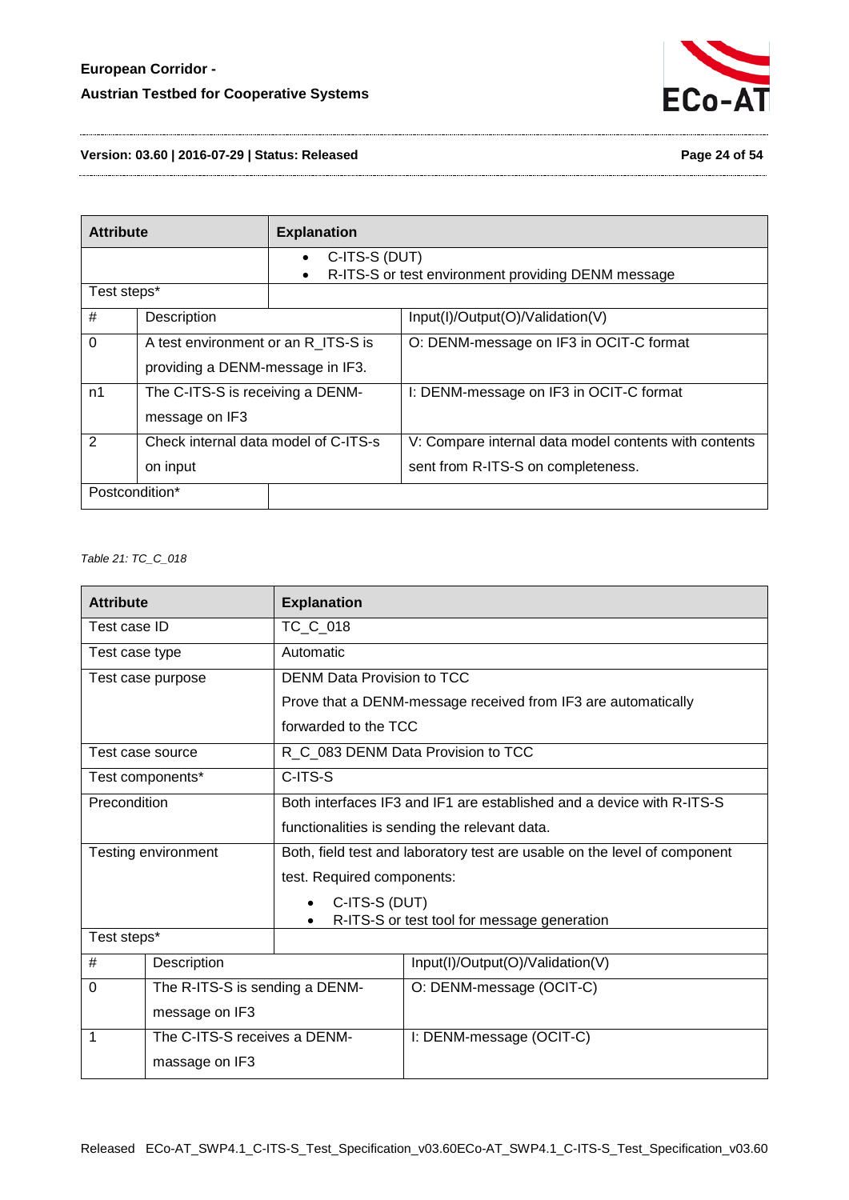| Attribute | Explanation | |
|---|---|---|
| | • C-ITS-S (DUT)<br>• R-ITS-S or test environment providing DENM message | |
| Test steps* | | |
| # | Description | Input(I)/Output(O)/Validation(V) |
| 0 | A test environment or an R_ITS-S is providing a DENM-message in IF3. | O: DENM-message on IF3 in OCIT-C format |
| n1 | The C-ITS-S is receiving a DENM-message on IF3 | I: DENM-message on IF3 in OCIT-C format |
| 2 | Check internal data model of C-ITS-s on input | V: Compare internal data model contents with contents sent from R-ITS-S on completeness. |
| Postcondition* | | |

*Table 21: TC_C_018*

| Attribute | Explanation | |
|---|---|---|
| Test case ID | TC_C_018 | |
| Test case type | Automatic | |
| Test case purpose | DENM Data Provision to TCC<br>Prove that a DENM-message received from IF3 are automatically forwarded to the TCC | |
| Test case source | R_C_083 DENM Data Provision to TCC | |
| Test components* | C-ITS-S | |
| Precondition | Both interfaces IF3 and IF1 are established and a device with R-ITS-S functionalities is sending the relevant data. | |
| Testing environment | Both, field test and laboratory test are usable on the level of component test. Required components:<br>• C-ITS-S (DUT)<br>• R-ITS-S or test tool for message generation | |
| Test steps* | | |
| # | Description | Input(I)/Output(O)/Validation(V) |
| 0 | The R-ITS-S is sending a DENM-message on IF3 | O: DENM-message (OCIT-C) |
| 1 | The C-ITS-S receives a DENM-massage on IF3 | I: DENM-message (OCIT-C) |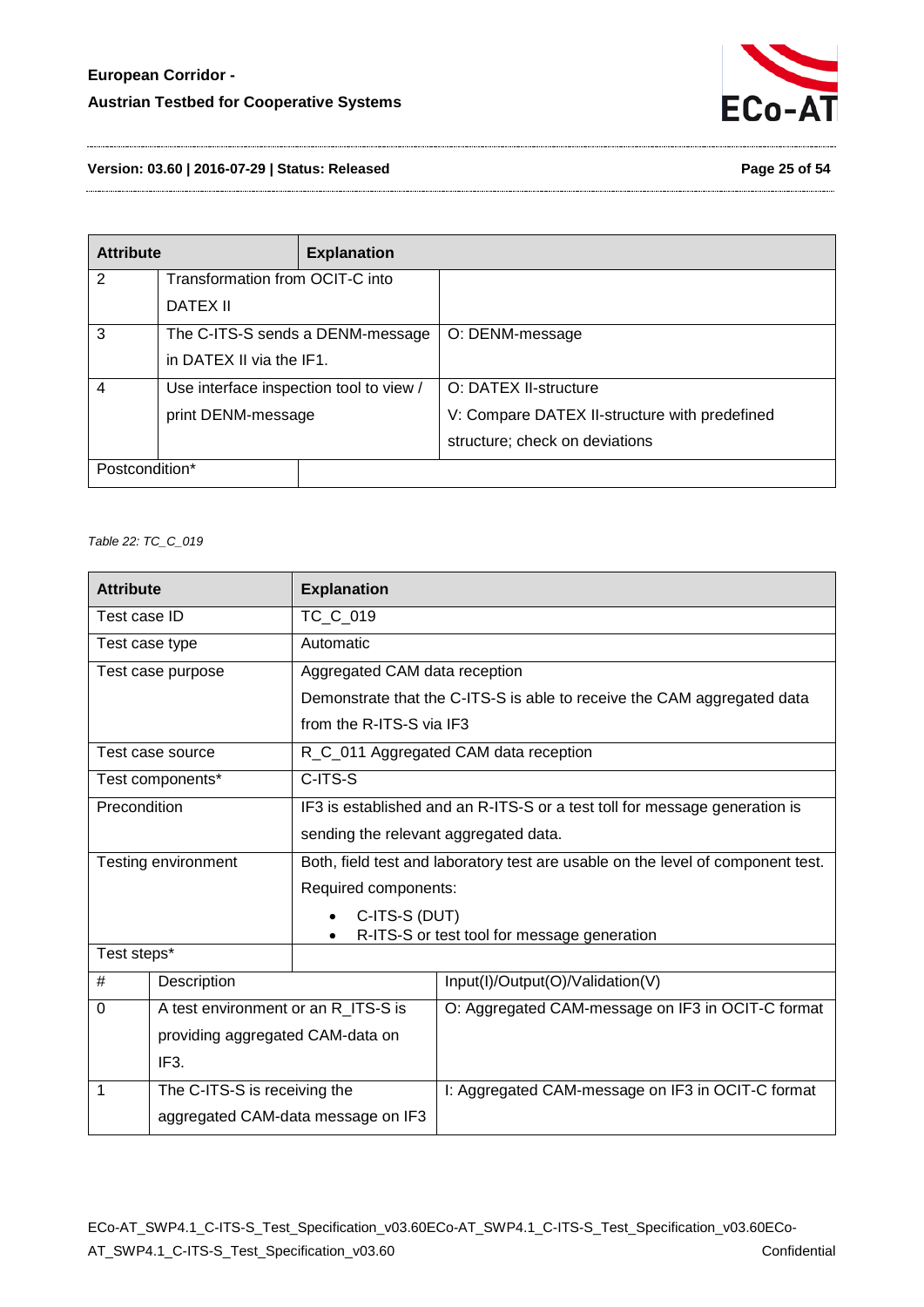| Attribute | Explanation | |
|---|---|---|
| 2 | Transformation from OCIT-C into DATEX II | |
| 3 | The C-ITS-S sends a DENM-message in DATEX II via the IF1. | O: DENM-message |
| 4 | Use interface inspection tool to view / print DENM-message | O: DATEX II-structure<br>V: Compare DATEX II-structure with predefined structure; check on deviations |
| Postcondition* | | |

*Table 22: TC_C_019*

| Attribute | Explanation | |
|---|---|---|
| Test case ID | TC_C_019 | |
| Test case type | Automatic | |
| Test case purpose | Aggregated CAM data reception<br>Demonstrate that the C-ITS-S is able to receive the CAM aggregated data from the R-ITS-S via IF3 | |
| Test case source | R_C_011 Aggregated CAM data reception | |
| Test components* | C-ITS-S | |
| Precondition | IF3 is established and an R-ITS-S or a test toll for message generation is sending the relevant aggregated data. | |
| Testing environment | Both, field test and laboratory test are usable on the level of component test.<br>Required components:<br>• C-ITS-S (DUT)<br>• R-ITS-S or test tool for message generation | |
| Test steps* | | |
| # | Description | Input(I)/Output(O)/Validation(V) |
| 0 | A test environment or an R_ITS-S is providing aggregated CAM-data on IF3. | O: Aggregated CAM-message on IF3 in OCIT-C format |
| 1 | The C-ITS-S is receiving the aggregated CAM-data message on IF3 | I: Aggregated CAM-message on IF3 in OCIT-C format |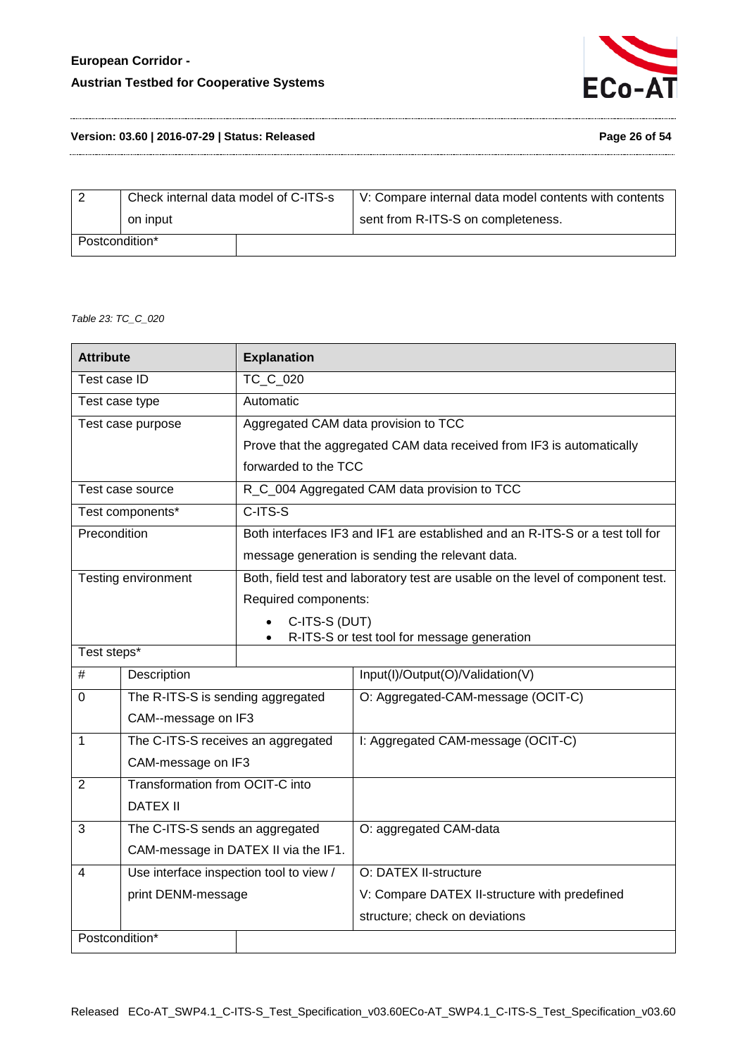| 2 | Check internal data model of C-ITS-s on input | V: Compare internal data model contents with contents sent from R-ITS-S on completeness. |
|---|---|---|
| Postcondition* | | |

*Table 23: TC_C_020*

| Attribute | | Explanation |
|---|---|---|
| Test case ID | | TC_C_020 |
| Test case type | | Automatic |
| Test case purpose | | Aggregated CAM data provision to TCC<br>Prove that the aggregated CAM data received from IF3 is automatically forwarded to the TCC |
| Test case source | | R_C_004 Aggregated CAM data provision to TCC |
| Test components* | | C-ITS-S |
| Precondition | | Both interfaces IF3 and IF1 are established and an R-ITS-S or a test toll for message generation is sending the relevant data. |
| Testing environment | | Both, field test and laboratory test are usable on the level of component test.<br>Required components:<br>• C-ITS-S (DUT)<br>• R-ITS-S or test tool for message generation |
| Test steps* | | |
| # | Description | Input(I)/Output(O)/Validation(V) |
| 0 | The R-ITS-S is sending aggregated CAM--message on IF3 | O: Aggregated-CAM-message (OCIT-C) |
| 1 | The C-ITS-S receives an aggregated CAM-message on IF3 | I: Aggregated CAM-message (OCIT-C) |
| 2 | Transformation from OCIT-C into DATEX II | |
| 3 | The C-ITS-S sends an aggregated CAM-message in DATEX II via the IF1. | O: aggregated CAM-data |
| 4 | Use interface inspection tool to view / print DENM-message | O: DATEX II-structure<br>V: Compare DATEX II-structure with predefined structure; check on deviations |
| Postcondition* | | |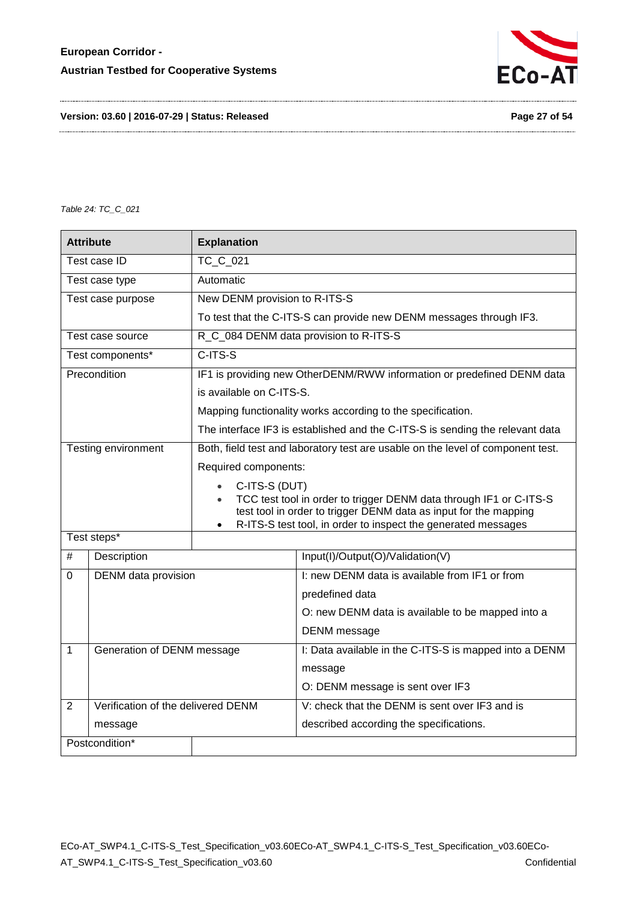*Table 24: TC_C_021*

| Attribute | Explanation | |
|---|---|---|
| Test case ID | TC_C_021 | |
| Test case type | Automatic | |
| Test case purpose | New DENM provision to R-ITS-S<br>To test that the C-ITS-S can provide new DENM messages through IF3. | |
| Test case source | R_C_084 DENM data provision to R-ITS-S | |
| Test components* | C-ITS-S | |
| Precondition | IF1 is providing new OtherDENM/RWW information or predefined DENM data is available on C-ITS-S.<br>Mapping functionality works according to the specification.<br>The interface IF3 is established and the C-ITS-S is sending the relevant data | |
| Testing environment | Both, field test and laboratory test are usable on the level of component test.<br>Required components:<br>• C-ITS-S (DUT)<br>• TCC test tool in order to trigger DENM data through IF1 or C-ITS-S test tool in order to trigger DENM data as input for the mapping<br>• R-ITS-S test tool, in order to inspect the generated messages | |
| Test steps* | | |
| # | Description | Input(I)/Output(O)/Validation(V) |
| 0 | DENM data provision | I: new DENM data is available from IF1 or from predefined data<br>O: new DENM data is available to be mapped into a DENM message |
| 1 | Generation of DENM message | I: Data available in the C-ITS-S is mapped into a DENM message<br>O: DENM message is sent over IF3 |
| 2 | Verification of the delivered DENM message | V: check that the DENM is sent over IF3 and is described according the specifications. |
| Postcondition* | | |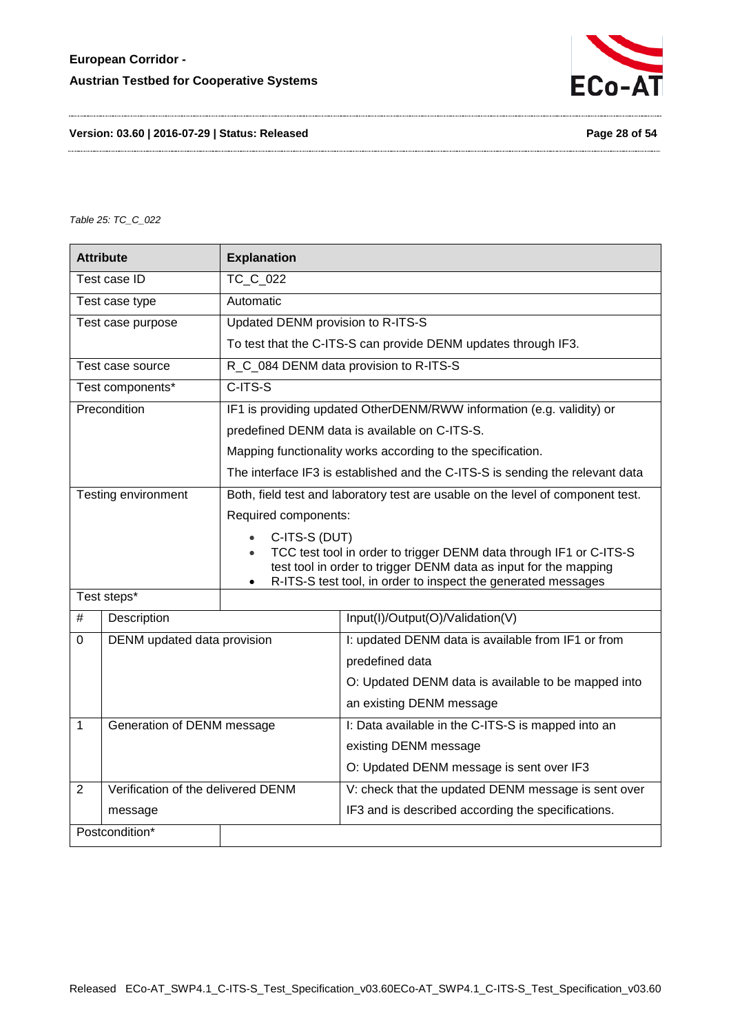*Table 25: TC_C_022*

| Attribute | | Explanation | |
|---|---|---|---|
| Test case ID | | TC_C_022 | |
| Test case type | | Automatic | |
| Test case purpose | | Updated DENM provision to R-ITS-S<br>To test that the C-ITS-S can provide DENM updates through IF3. | |
| Test case source | | R_C_084 DENM data provision to R-ITS-S | |
| Test components* | | C-ITS-S | |
| Precondition | | IF1 is providing updated OtherDENM/RWW information (e.g. validity) or predefined DENM data is available on C-ITS-S.<br>Mapping functionality works according to the specification.<br>The interface IF3 is established and the C-ITS-S is sending the relevant data | |
| Testing environment | | Both, field test and laboratory test are usable on the level of component test.<br>Required components:<br>• C-ITS-S (DUT)<br>• TCC test tool in order to trigger DENM data through IF1 or C-ITS-S test tool in order to trigger DENM data as input for the mapping<br>• R-ITS-S test tool, in order to inspect the generated messages | |
| Test steps* | | | |
| # | Description | | Input(I)/Output(O)/Validation(V) |
| 0 | DENM updated data provision | | I: updated DENM data is available from IF1 or from predefined data<br>O: Updated DENM data is available to be mapped into an existing DENM message |
| 1 | Generation of DENM message | | I: Data available in the C-ITS-S is mapped into an existing DENM message<br>O: Updated DENM message is sent over IF3 |
| 2 | Verification of the delivered DENM message | | V: check that the updated DENM message is sent over IF3 and is described according the specifications. |
| Postcondition* | | | |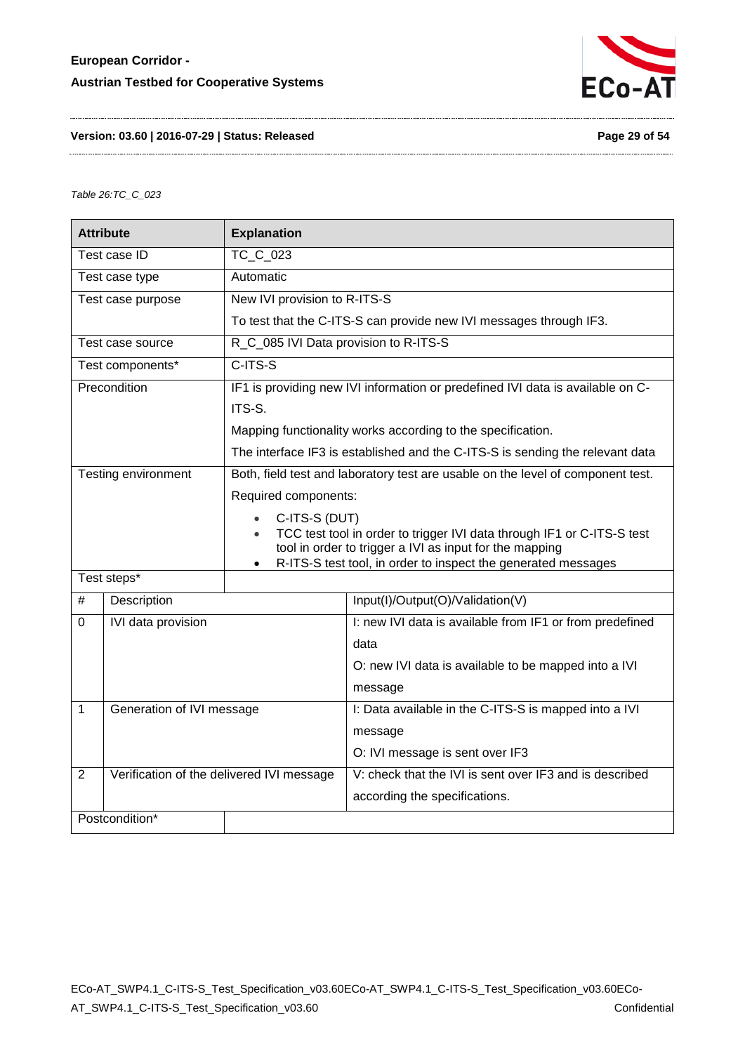*Table 26:TC_C_023*

| Attribute | Explanation | |
|---|---|---|
| Test case ID | TC_C_023 | |
| Test case type | Automatic | |
| Test case purpose | New IVI provision to R-ITS-S<br>To test that the C-ITS-S can provide new IVI messages through IF3. | |
| Test case source | R_C_085 IVI Data provision to R-ITS-S | |
| Test components* | C-ITS-S | |
| Precondition | IF1 is providing new IVI information or predefined IVI data is available on C-ITS-S.<br>Mapping functionality works according to the specification.<br>The interface IF3 is established and the C-ITS-S is sending the relevant data | |
| Testing environment | Both, field test and laboratory test are usable on the level of component test.<br>Required components:<br>• C-ITS-S (DUT)<br>• TCC test tool in order to trigger IVI data through IF1 or C-ITS-S test tool in order to trigger a IVI as input for the mapping<br>• R-ITS-S test tool, in order to inspect the generated messages | |
| Test steps* | | |
| # | Description | Input(I)/Output(O)/Validation(V) |
| 0 | IVI data provision | I: new IVI data is available from IF1 or from predefined data<br>O: new IVI data is available to be mapped into a IVI message |
| 1 | Generation of IVI message | I: Data available in the C-ITS-S is mapped into a IVI message<br>O: IVI message is sent over IF3 |
| 2 | Verification of the delivered IVI message | V: check that the IVI is sent over IF3 and is described according the specifications. |
| Postcondition* | | |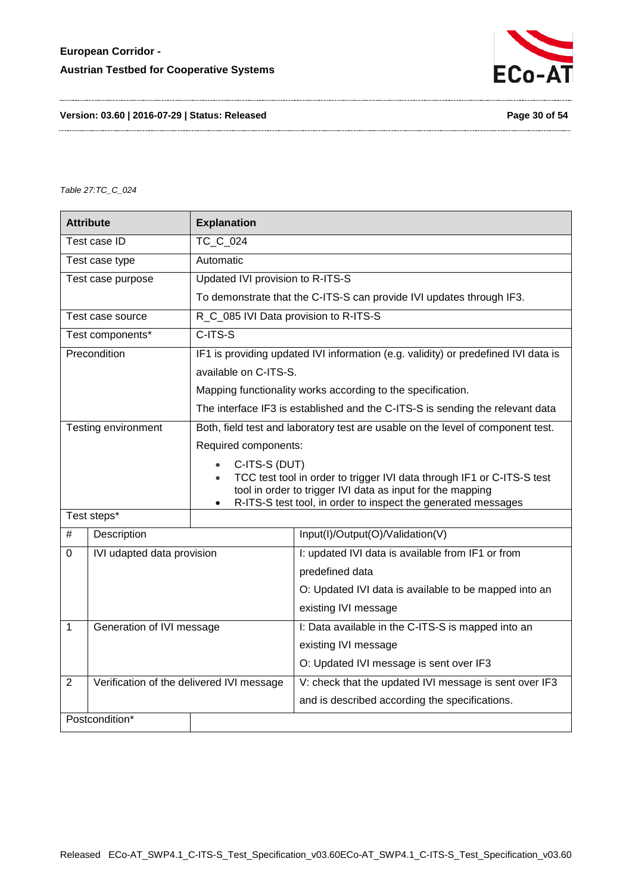*Table 27:TC_C_024*

| Attribute | Explanation | |
|---|---|---|
| Test case ID | TC_C_024 | |
| Test case type | Automatic | |
| Test case purpose | Updated IVI provision to R-ITS-S<br>To demonstrate that the C-ITS-S can provide IVI updates through IF3. | |
| Test case source | R_C_085 IVI Data provision to R-ITS-S | |
| Test components* | C-ITS-S | |
| Precondition | IF1 is providing updated IVI information (e.g. validity) or predefined IVI data is available on C-ITS-S.<br>Mapping functionality works according to the specification.<br>The interface IF3 is established and the C-ITS-S is sending the relevant data | |
| Testing environment | Both, field test and laboratory test are usable on the level of component test.<br>Required components:<br>• C-ITS-S (DUT)<br>• TCC test tool in order to trigger IVI data through IF1 or C-ITS-S test tool in order to trigger IVI data as input for the mapping<br>• R-ITS-S test tool, in order to inspect the generated messages | |
| Test steps* | | |
| # | Description | Input(I)/Output(O)/Validation(V) |
| 0 | IVI udapted data provision | I: updated IVI data is available from IF1 or from predefined data<br>O: Updated IVI data is available to be mapped into an existing IVI message |
| 1 | Generation of IVI message | I: Data available in the C-ITS-S is mapped into an existing IVI message<br>O: Updated IVI message is sent over IF3 |
| 2 | Verification of the delivered IVI message | V: check that the updated IVI message is sent over IF3 and is described according the specifications. |
| Postcondition* | | |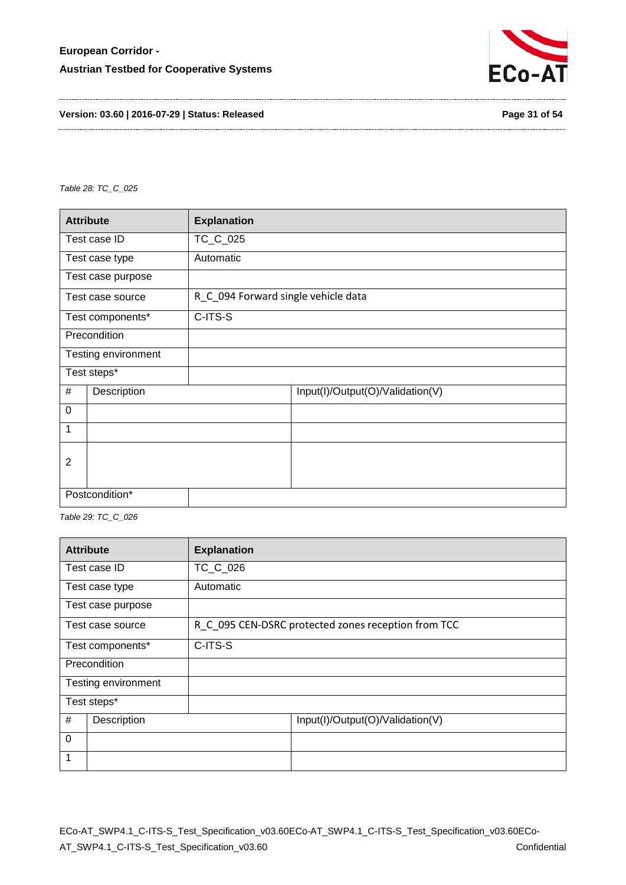Table 28: TC_C_025

| Attribute | Explanation | |
|---|---|---|
| Test case ID | TC_C_025 | |
| Test case type | Automatic | |
| Test case purpose | | |
| Test case source | R_C_094 Forward single vehicle data | |
| Test components* | C-ITS-S | |
| Precondition | | |
| Testing environment | | |
| Test steps* | | |
| # | Description | Input(I)/Output(O)/Validation(V) |
| 0 | | |
| 1 | | |
| 2 | | |
| Postcondition* | | |

Table 29: TC_C_026

| Attribute | Explanation | |
|---|---|---|
| Test case ID | TC_C_026 | |
| Test case type | Automatic | |
| Test case purpose | | |
| Test case source | R_C_095 CEN-DSRC protected zones reception from TCC | |
| Test components* | C-ITS-S | |
| Precondition | | |
| Testing environment | | |
| Test steps* | | |
| # | Description | Input(I)/Output(O)/Validation(V) |
| 0 | | |
| 1 | | |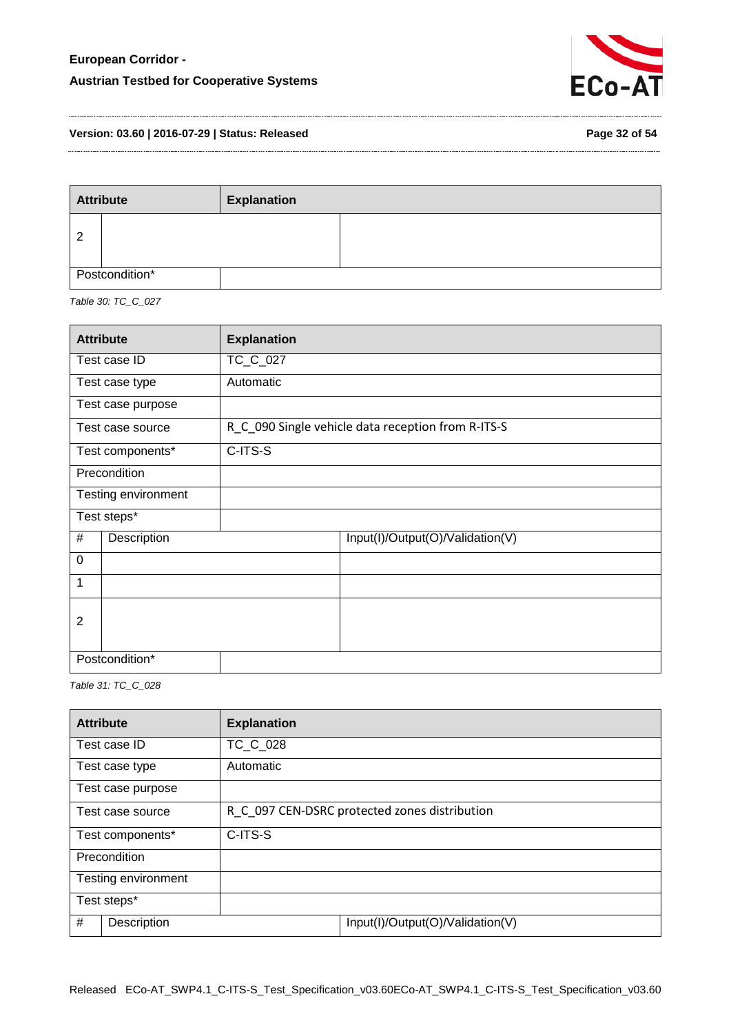| Attribute | | Explanation |
|---|---|---|
| 2 | | |
| Postcondition* | | |

*Table 30: TC_C_027*

| Attribute | | Explanation |
|---|---|---|
| Test case ID | | TC_C_027 |
| Test case type | | Automatic |
| Test case purpose | | |
| Test case source | | R_C_090 Single vehicle data reception from R-ITS-S |
| Test components* | | C-ITS-S |
| Precondition | | |
| Testing environment | | |
| Test steps* | | |
| # | Description | Input(I)/Output(O)/Validation(V) |
| 0 | | |
| 1 | | |
| 2 | | |
| Postcondition* | | |

*Table 31: TC_C_028*

| Attribute | | Explanation |
|---|---|---|
| Test case ID | | TC_C_028 |
| Test case type | | Automatic |
| Test case purpose | | |
| Test case source | | R_C_097 CEN-DSRC protected zones distribution |
| Test components* | | C-ITS-S |
| Precondition | | |
| Testing environment | | |
| Test steps* | | |
| # | Description | Input(I)/Output(O)/Validation(V) |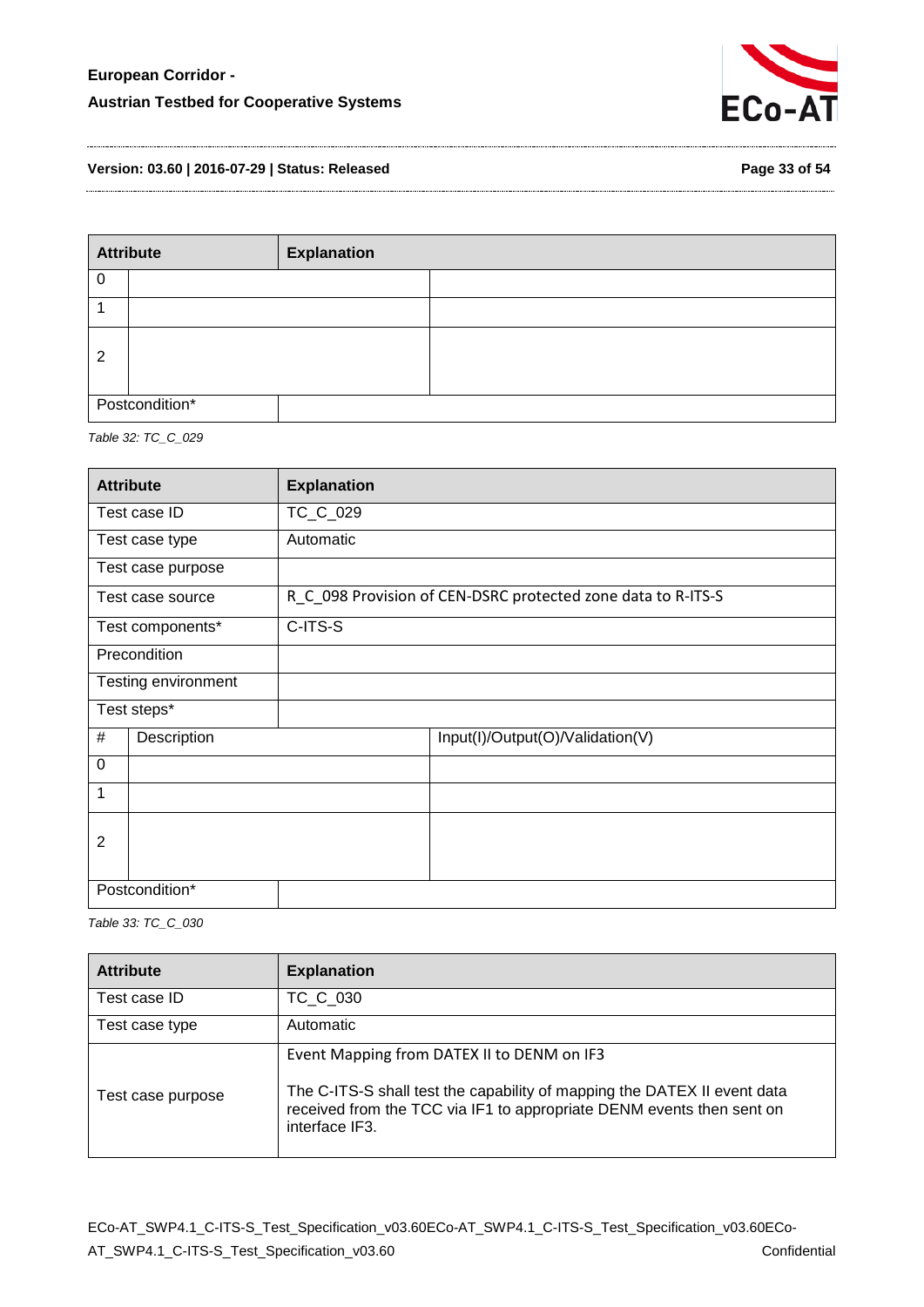| Attribute | Explanation | |
|---|---|---|
| 0 | | |
| 1 | | |
| 2 | | |
| Postcondition* | | |

*Table 32: TC_C_029*

| Attribute | Explanation | |
|---|---|---|
| Test case ID | TC_C_029 | |
| Test case type | Automatic | |
| Test case purpose | | |
| Test case source | R_C_098 Provision of CEN-DSRC protected zone data to R-ITS-S | |
| Test components* | C-ITS-S | |
| Precondition | | |
| Testing environment | | |
| Test steps* | | |
| # | Description | Input(I)/Output(O)/Validation(V) |
| 0 | | |
| 1 | | |
| 2 | | |
| Postcondition* | | |

*Table 33: TC_C_030*

| Attribute | Explanation |
|---|---|
| Test case ID | TC_C_030 |
| Test case type | Automatic |
| Test case purpose | Event Mapping from DATEX II to DENM on IF3<br><br>The C-ITS-S shall test the capability of mapping the DATEX II event data received from the TCC via IF1 to appropriate DENM events then sent on interface IF3. |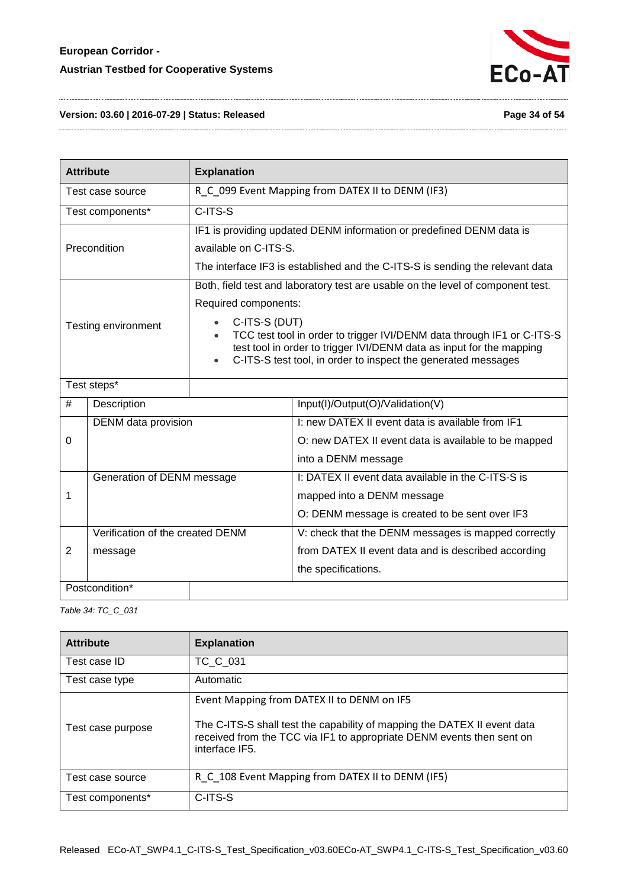| Attribute | Explanation | |
|---|---|---|
| Test case source | R_C_099 Event Mapping from DATEX II to DENM (IF3) | |
| Test components* | C-ITS-S | |
| Precondition | IF1 is providing updated DENM information or predefined DENM data is available on C-ITS-S.<br>The interface IF3 is established and the C-ITS-S is sending the relevant data | |
| Testing environment | Both, field test and laboratory test are usable on the level of component test.<br>Required components:<br>• C-ITS-S (DUT)<br>• TCC test tool in order to trigger IVI/DENM data through IF1 or C-ITS-S test tool in order to trigger IVI/DENM data as input for the mapping<br>• C-ITS-S test tool, in order to inspect the generated messages | |
| Test steps* | | |
| # | Description | Input(I)/Output(O)/Validation(V) |
| 0 | DENM data provision | I: new DATEX II event data is available from IF1<br>O: new DATEX II event data is available to be mapped into a DENM message |
| 1 | Generation of DENM message | I: DATEX II event data available in the C-ITS-S is mapped into a DENM message<br>O: DENM message is created to be sent over IF3 |
| 2 | Verification of the created DENM message | V: check that the DENM messages is mapped correctly from DATEX II event data and is described according the specifications. |
| Postcondition* | | |

*Table 34: TC_C_031*

| Attribute | Explanation |
|---|---|
| Test case ID | TC_C_031 |
| Test case type | Automatic |
| Test case purpose | Event Mapping from DATEX II to DENM on IF5<br><br>The C-ITS-S shall test the capability of mapping the DATEX II event data received from the TCC via IF1 to appropriate DENM events then sent on interface IF5. |
| Test case source | R_C_108 Event Mapping from DATEX II to DENM (IF5) |
| Test components* | C-ITS-S |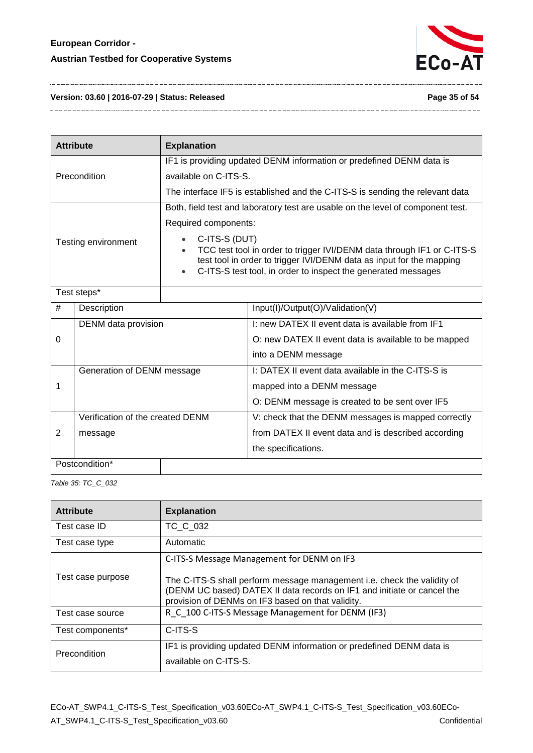| Attribute | Explanation | |
|---|---|---|
| Precondition | IF1 is providing updated DENM information or predefined DENM data is available on C-ITS-S.<br>The interface IF5 is established and the C-ITS-S is sending the relevant data | |
| Testing environment | Both, field test and laboratory test are usable on the level of component test.<br>Required components:<br>• C-ITS-S (DUT)<br>• TCC test tool in order to trigger IVI/DENM data through IF1 or C-ITS-S test tool in order to trigger IVI/DENM data as input for the mapping<br>• C-ITS-S test tool, in order to inspect the generated messages | |
| Test steps* | | |
| # | Description | Input(I)/Output(O)/Validation(V) |
| 0 | DENM data provision | I: new DATEX II event data is available from IF1<br>O: new DATEX II event data is available to be mapped into a DENM message |
| 1 | Generation of DENM message | I: DATEX II event data available in the C-ITS-S is mapped into a DENM message<br>O: DENM message is created to be sent over IF5 |
| 2 | Verification of the created DENM message | V: check that the DENM messages is mapped correctly from DATEX II event data and is described according the specifications. |
| Postcondition* | | |

*Table 35: TC_C_032*

| Attribute | Explanation |
|---|---|
| Test case ID | TC_C_032 |
| Test case type | Automatic |
| Test case purpose | C-ITS-S Message Management for DENM on IF3<br><br>The C-ITS-S shall perform message management i.e. check the validity of (DENM UC based) DATEX II data records on IF1 and initiate or cancel the provision of DENMs on IF3 based on that validity. |
| Test case source | R_C_100 C-ITS-S Message Management for DENM (IF3) |
| Test components* | C-ITS-S |
| Precondition | IF1 is providing updated DENM information or predefined DENM data is available on C-ITS-S. |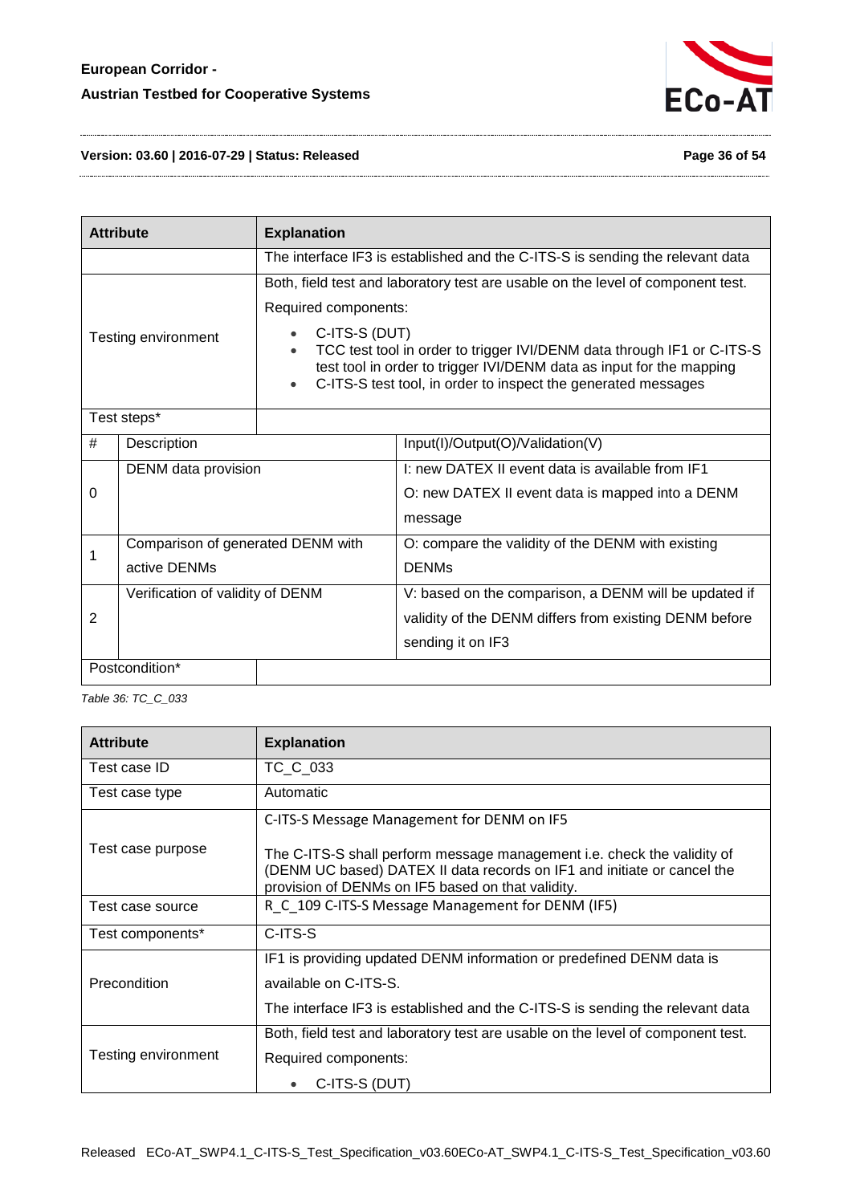| Attribute | Explanation | |
|---|---|---|
| | The interface IF3 is established and the C-ITS-S is sending the relevant data | |
| Testing environment | Both, field test and laboratory test are usable on the level of component test.<br>Required components:<br>• C-ITS-S (DUT)<br>• TCC test tool in order to trigger IVI/DENM data through IF1 or C-ITS-S test tool in order to trigger IVI/DENM data as input for the mapping<br>• C-ITS-S test tool, in order to inspect the generated messages | |
| Test steps* | | |
| # | Description | Input(I)/Output(O)/Validation(V) |
| 0 | DENM data provision | I: new DATEX II event data is available from IF1<br>O: new DATEX II event data is mapped into a DENM message |
| 1 | Comparison of generated DENM with active DENMs | O: compare the validity of the DENM with existing DENMs |
| 2 | Verification of validity of DENM | V: based on the comparison, a DENM will be updated if validity of the DENM differs from existing DENM before sending it on IF3 |
| Postcondition* | | |

*Table 36: TC_C_033*

| Attribute | Explanation |
|---|---|
| Test case ID | TC_C_033 |
| Test case type | Automatic |
| Test case purpose | C-ITS-S Message Management for DENM on IF5<br><br>The C-ITS-S shall perform message management i.e. check the validity of (DENM UC based) DATEX II data records on IF1 and initiate or cancel the provision of DENMs on IF5 based on that validity. |
| Test case source | R_C_109 C-ITS-S Message Management for DENM (IF5) |
| Test components* | C-ITS-S |
| Precondition | IF1 is providing updated DENM information or predefined DENM data is available on C-ITS-S.<br>The interface IF3 is established and the C-ITS-S is sending the relevant data |
| Testing environment | Both, field test and laboratory test are usable on the level of component test.<br>Required components:<br>• C-ITS-S (DUT) |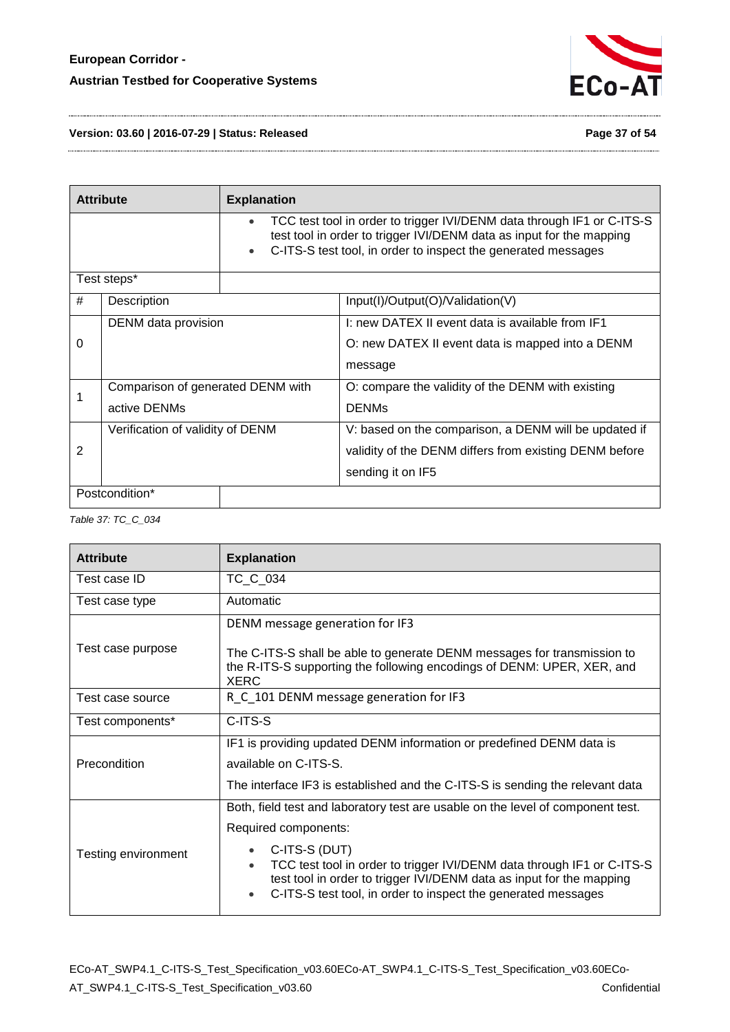| Attribute | Explanation | |
|---|---|---|
| | • TCC test tool in order to trigger IVI/DENM data through IF1 or C-ITS-S test tool in order to trigger IVI/DENM data as input for the mapping<br>• C-ITS-S test tool, in order to inspect the generated messages | |
| Test steps* | | |
| # | Description | Input(I)/Output(O)/Validation(V) |
| 0 | DENM data provision | I: new DATEX II event data is available from IF1<br>O: new DATEX II event data is mapped into a DENM message |
| 1 | Comparison of generated DENM with active DENMs | O: compare the validity of the DENM with existing DENMs |
| 2 | Verification of validity of DENM | V: based on the comparison, a DENM will be updated if validity of the DENM differs from existing DENM before sending it on IF5 |
| Postcondition* | | |

*Table 37: TC_C_034*

| Attribute | Explanation |
|---|---|
| Test case ID | TC_C_034 |
| Test case type | Automatic |
| Test case purpose | DENM message generation for IF3<br><br>The C-ITS-S shall be able to generate DENM messages for transmission to the R-ITS-S supporting the following encodings of DENM: UPER, XER, and XERC |
| Test case source | R_C_101 DENM message generation for IF3 |
| Test components* | C-ITS-S |
| Precondition | IF1 is providing updated DENM information or predefined DENM data is available on C-ITS-S.<br>The interface IF3 is established and the C-ITS-S is sending the relevant data |
| Testing environment | Both, field test and laboratory test are usable on the level of component test.<br>Required components:<br>• C-ITS-S (DUT)<br>• TCC test tool in order to trigger IVI/DENM data through IF1 or C-ITS-S test tool in order to trigger IVI/DENM data as input for the mapping<br>• C-ITS-S test tool, in order to inspect the generated messages |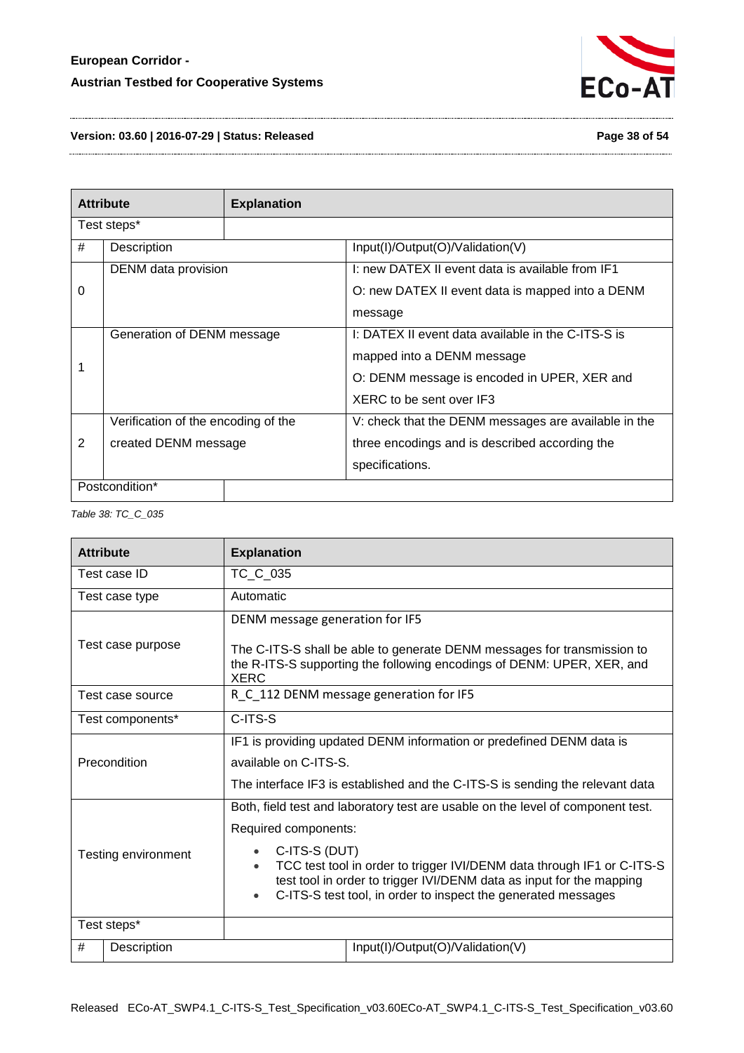| Attribute | Explanation | |
|---|---|---|
| Test steps* | | |
| # | Description | Input(I)/Output(O)/Validation(V) |
| 0 | DENM data provision | I: new DATEX II event data is available from IF1<br>O: new DATEX II event data is mapped into a DENM message |
| 1 | Generation of DENM message | I: DATEX II event data available in the C-ITS-S is mapped into a DENM message<br>O: DENM message is encoded in UPER, XER and XERC to be sent over IF3 |
| 2 | Verification of the encoding of the created DENM message | V: check that the DENM messages are available in the three encodings and is described according the specifications. |
| Postcondition* | | |

*Table 38: TC_C_035*

| Attribute | Explanation | |
|---|---|---|
| Test case ID | TC_C_035 | |
| Test case type | Automatic | |
| Test case purpose | DENM message generation for IF5<br><br>The C-ITS-S shall be able to generate DENM messages for transmission to the R-ITS-S supporting the following encodings of DENM: UPER, XER, and XERC | |
| Test case source | R_C_112 DENM message generation for IF5 | |
| Test components* | C-ITS-S | |
| Precondition | IF1 is providing updated DENM information or predefined DENM data is available on C-ITS-S.<br>The interface IF3 is established and the C-ITS-S is sending the relevant data | |
| Testing environment | Both, field test and laboratory test are usable on the level of component test.<br>Required components:<br>• C-ITS-S (DUT)<br>• TCC test tool in order to trigger IVI/DENM data through IF1 or C-ITS-S test tool in order to trigger IVI/DENM data as input for the mapping<br>• C-ITS-S test tool, in order to inspect the generated messages | |
| Test steps* | | |
| # | Description | Input(I)/Output(O)/Validation(V) |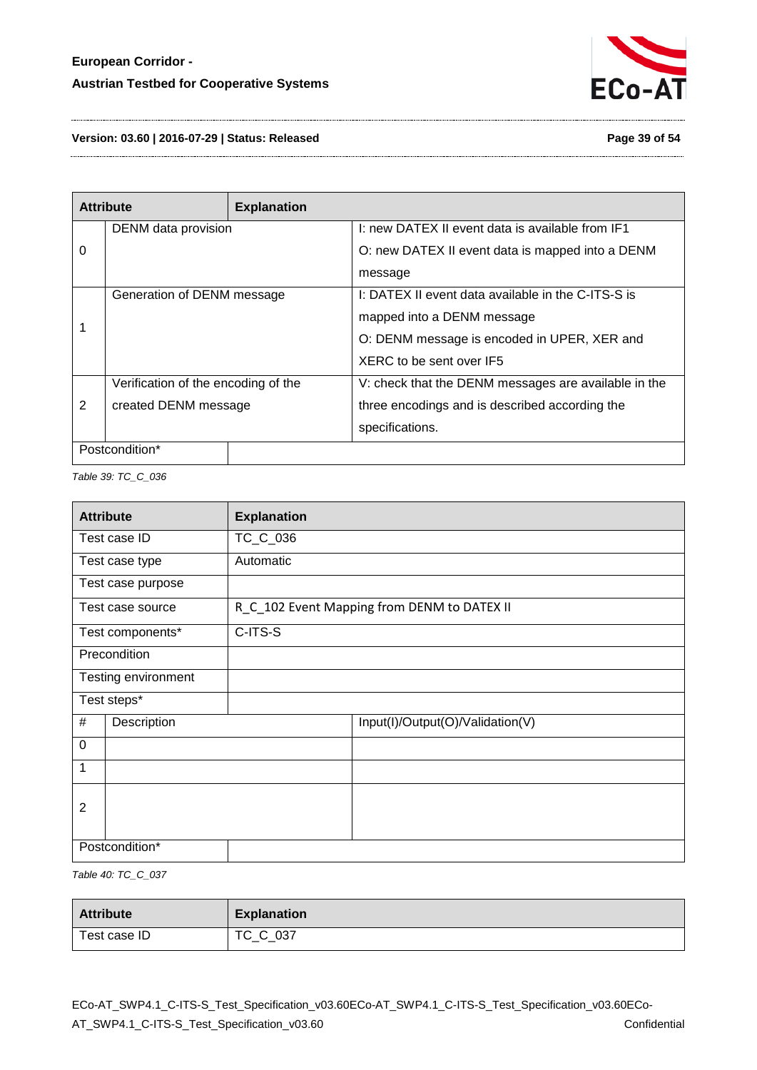| Attribute | | Explanation |
| --- | --- | --- |
| 0 | DENM data provision | I: new DATEX II event data is available from IF1<br>O: new DATEX II event data is mapped into a DENM message |
| 1 | Generation of DENM message | I: DATEX II event data available in the C-ITS-S is mapped into a DENM message<br>O: DENM message is encoded in UPER, XER and XERC to be sent over IF5 |
| 2 | Verification of the encoding of the created DENM message | V: check that the DENM messages are available in the three encodings and is described according the specifications. |
| Postcondition* | | |

*Table 39: TC_C_036*

| Attribute | | Explanation |
| --- | --- | --- |
| Test case ID | | TC_C_036 |
| Test case type | | Automatic |
| Test case purpose | | |
| Test case source | | R_C_102 Event Mapping from DENM to DATEX II |
| Test components* | | C-ITS-S |
| Precondition | | |
| Testing environment | | |
| Test steps* | | |
| # | Description | Input(I)/Output(O)/Validation(V) |
| 0 | | |
| 1 | | |
| 2 | | |
| Postcondition* | | |

*Table 40: TC_C_037*

| Attribute | Explanation |
| --- | --- |
| Test case ID | TC_C_037 |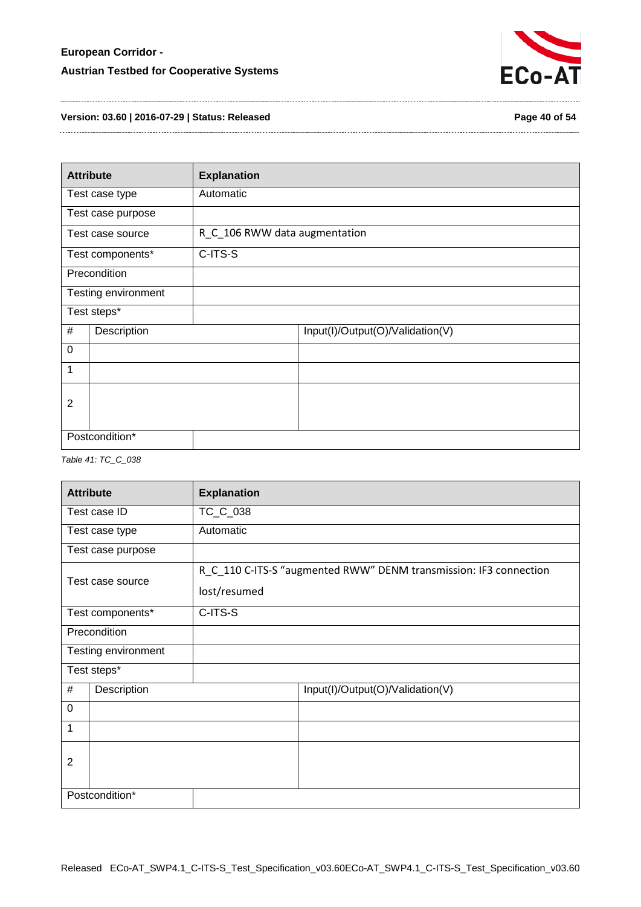| Attribute | Explanation | |
|---|---|---|
| Test case type | Automatic | |
| Test case purpose | | |
| Test case source | R_C_106 RWW data augmentation | |
| Test components* | C-ITS-S | |
| Precondition | | |
| Testing environment | | |
| Test steps* | | |
| # | Description | Input(I)/Output(O)/Validation(V) |
| 0 | | |
| 1 | | |
| 2 | | |
| Postcondition* | | |

*Table 41: TC_C_038*

| Attribute | Explanation | |
|---|---|---|
| Test case ID | TC_C_038 | |
| Test case type | Automatic | |
| Test case purpose | | |
| Test case source | R_C_110 C-ITS-S "augmented RWW" DENM transmission: IF3 connection lost/resumed | |
| Test components* | C-ITS-S | |
| Precondition | | |
| Testing environment | | |
| Test steps* | | |
| # | Description | Input(I)/Output(O)/Validation(V) |
| 0 | | |
| 1 | | |
| 2 | | |
| Postcondition* | | |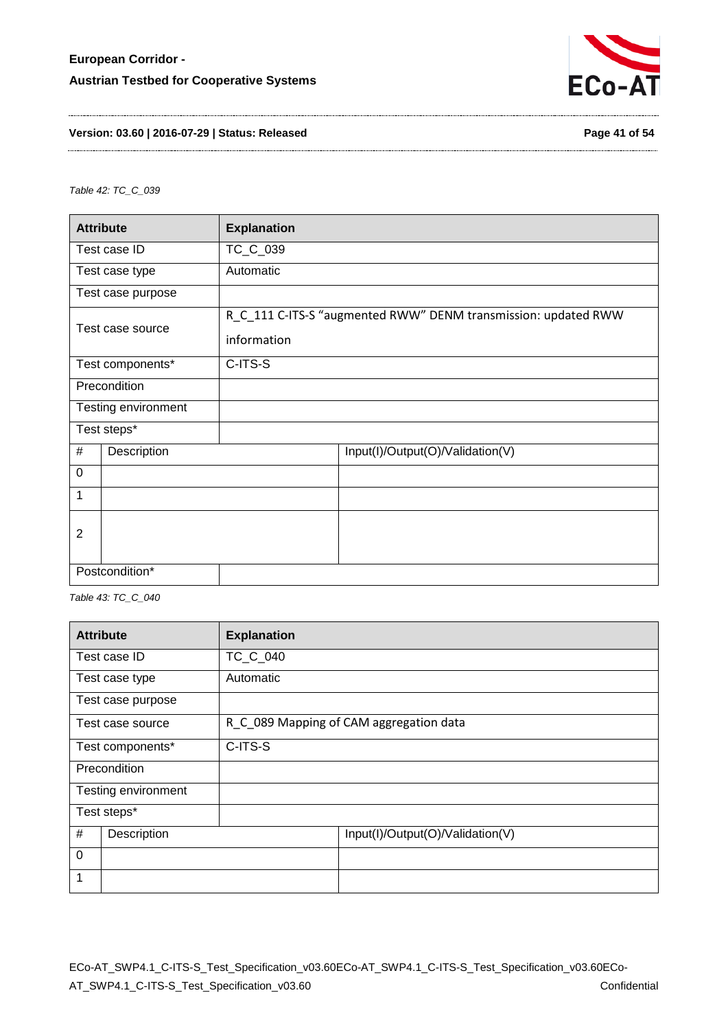*Table 42: TC_C_039*

| Attribute | Explanation | |
|---|---|---|
| Test case ID | TC_C_039 | |
| Test case type | Automatic | |
| Test case purpose | | |
| Test case source | R_C_111 C-ITS-S “augmented RWW” DENM transmission: updated RWW information | |
| Test components* | C-ITS-S | |
| Precondition | | |
| Testing environment | | |
| Test steps* | | |
| # | Description | Input(I)/Output(O)/Validation(V) |
| 0 | | |
| 1 | | |
| 2 | | |
| Postcondition* | | |

*Table 43: TC_C_040*

| Attribute | Explanation | |
|---|---|---|
| Test case ID | TC_C_040 | |
| Test case type | Automatic | |
| Test case purpose | | |
| Test case source | R_C_089 Mapping of CAM aggregation data | |
| Test components* | C-ITS-S | |
| Precondition | | |
| Testing environment | | |
| Test steps* | | |
| # | Description | Input(I)/Output(O)/Validation(V) |
| 0 | | |
| 1 | | |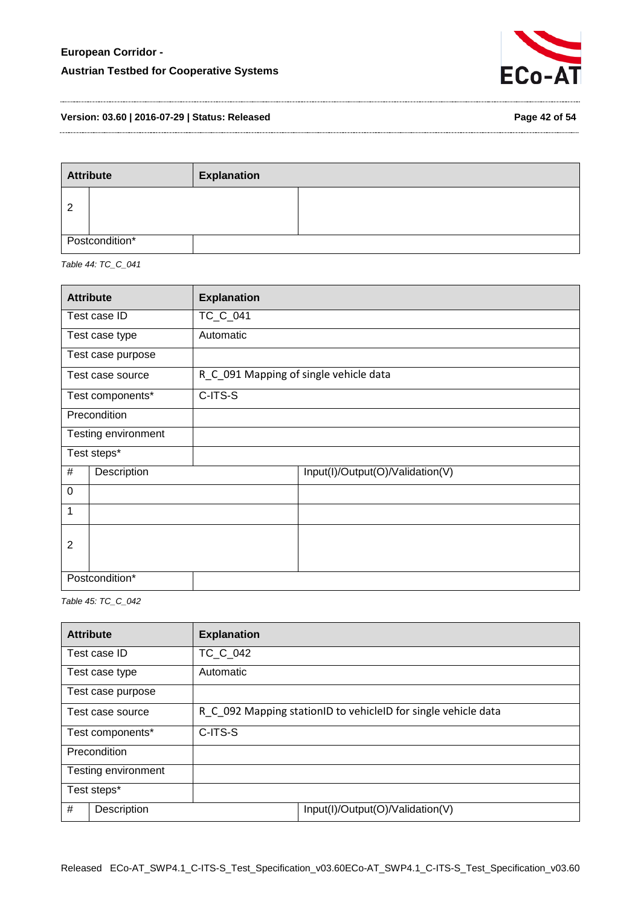| Attribute | Explanation | |
|---|---|---|
| 2 | | |
| Postcondition* | | |

*Table 44: TC_C_041*

| Attribute | Explanation | |
|---|---|---|
| Test case ID | TC_C_041 | |
| Test case type | Automatic | |
| Test case purpose | | |
| Test case source | R_C_091 Mapping of single vehicle data | |
| Test components* | C-ITS-S | |
| Precondition | | |
| Testing environment | | |
| Test steps* | | |
| # | Description | Input(I)/Output(O)/Validation(V) |
| 0 | | |
| 1 | | |
| 2 | | |
| Postcondition* | | |

*Table 45: TC_C_042*

| Attribute | Explanation | |
|---|---|---|
| Test case ID | TC_C_042 | |
| Test case type | Automatic | |
| Test case purpose | | |
| Test case source | R_C_092 Mapping stationID to vehicleID for single vehicle data | |
| Test components* | C-ITS-S | |
| Precondition | | |
| Testing environment | | |
| Test steps* | | |
| # | Description | Input(I)/Output(O)/Validation(V) |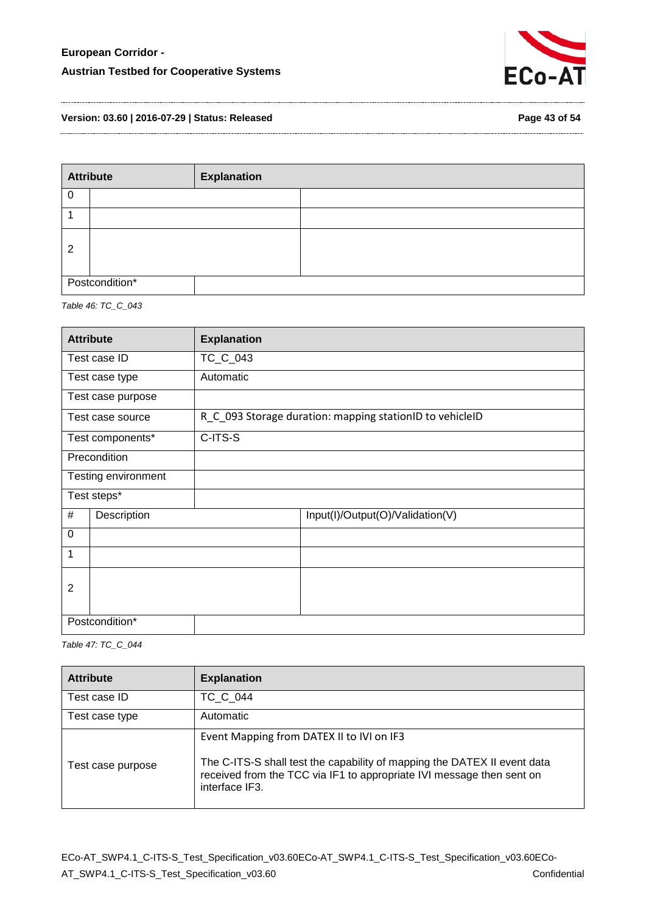| Attribute | Explanation | |
|---|---|---|
| 0 | | |
| 1 | | |
| 2 | | |
| Postcondition* | | |

*Table 46: TC_C_043*

| Attribute | Explanation | |
|---|---|---|
| Test case ID | TC_C_043 | |
| Test case type | Automatic | |
| Test case purpose | | |
| Test case source | R_C_093 Storage duration: mapping stationID to vehicleID | |
| Test components* | C-ITS-S | |
| Precondition | | |
| Testing environment | | |
| Test steps* | | |
| # | Description | Input(I)/Output(O)/Validation(V) |
| 0 | | |
| 1 | | |
| 2 | | |
| Postcondition* | | |

*Table 47: TC_C_044*

| Attribute | Explanation |
|---|---|
| Test case ID | TC_C_044 |
| Test case type | Automatic |
| Test case purpose | Event Mapping from DATEX II to IVI on IF3<br><br>The C-ITS-S shall test the capability of mapping the DATEX II event data received from the TCC via IF1 to appropriate IVI message then sent on interface IF3. |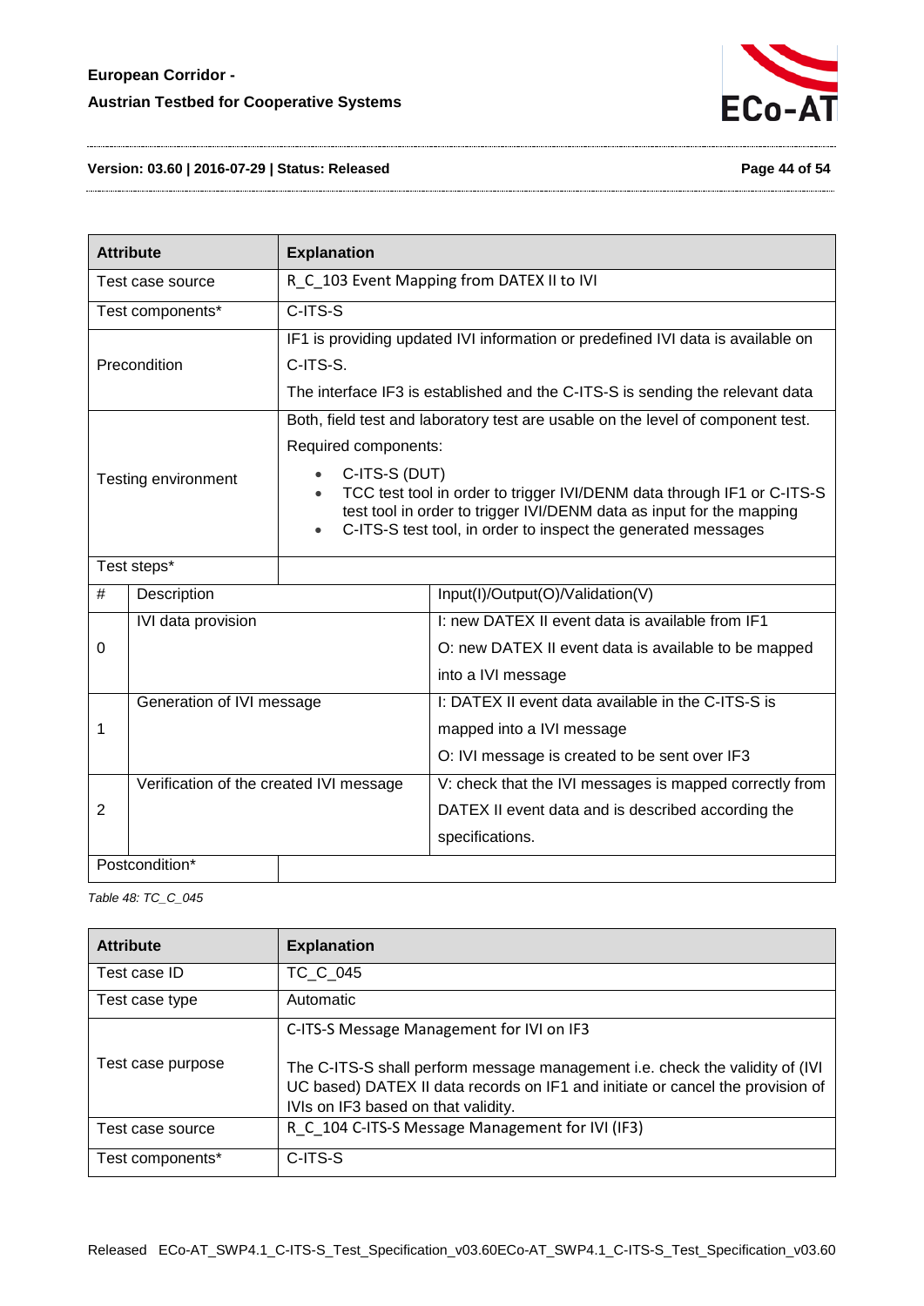| Attribute | Explanation | |
|---|---|---|
| Test case source | R_C_103 Event Mapping from DATEX II to IVI | |
| Test components* | C-ITS-S | |
| Precondition | IF1 is providing updated IVI information or predefined IVI data is available on C-ITS-S.<br>The interface IF3 is established and the C-ITS-S is sending the relevant data | |
| Testing environment | Both, field test and laboratory test are usable on the level of component test.<br>Required components:<br>• C-ITS-S (DUT)<br>• TCC test tool in order to trigger IVI/DENM data through IF1 or C-ITS-S test tool in order to trigger IVI/DENM data as input for the mapping<br>• C-ITS-S test tool, in order to inspect the generated messages | |
| Test steps* | | |
| # | Description | Input(I)/Output(O)/Validation(V) |
| 0 | IVI data provision | I: new DATEX II event data is available from IF1<br>O: new DATEX II event data is available to be mapped into a IVI message |
| 1 | Generation of IVI message | I: DATEX II event data available in the C-ITS-S is mapped into a IVI message<br>O: IVI message is created to be sent over IF3 |
| 2 | Verification of the created IVI message | V: check that the IVI messages is mapped correctly from DATEX II event data and is described according the specifications. |
| Postcondition* | | |

*Table 48: TC_C_045*

| Attribute | Explanation |
|---|---|
| Test case ID | TC_C_045 |
| Test case type | Automatic |
| Test case purpose | C-ITS-S Message Management for IVI on IF3<br><br>The C-ITS-S shall perform message management i.e. check the validity of (IVI UC based) DATEX II data records on IF1 and initiate or cancel the provision of IVIs on IF3 based on that validity. |
| Test case source | R_C_104 C-ITS-S Message Management for IVI (IF3) |
| Test components* | C-ITS-S |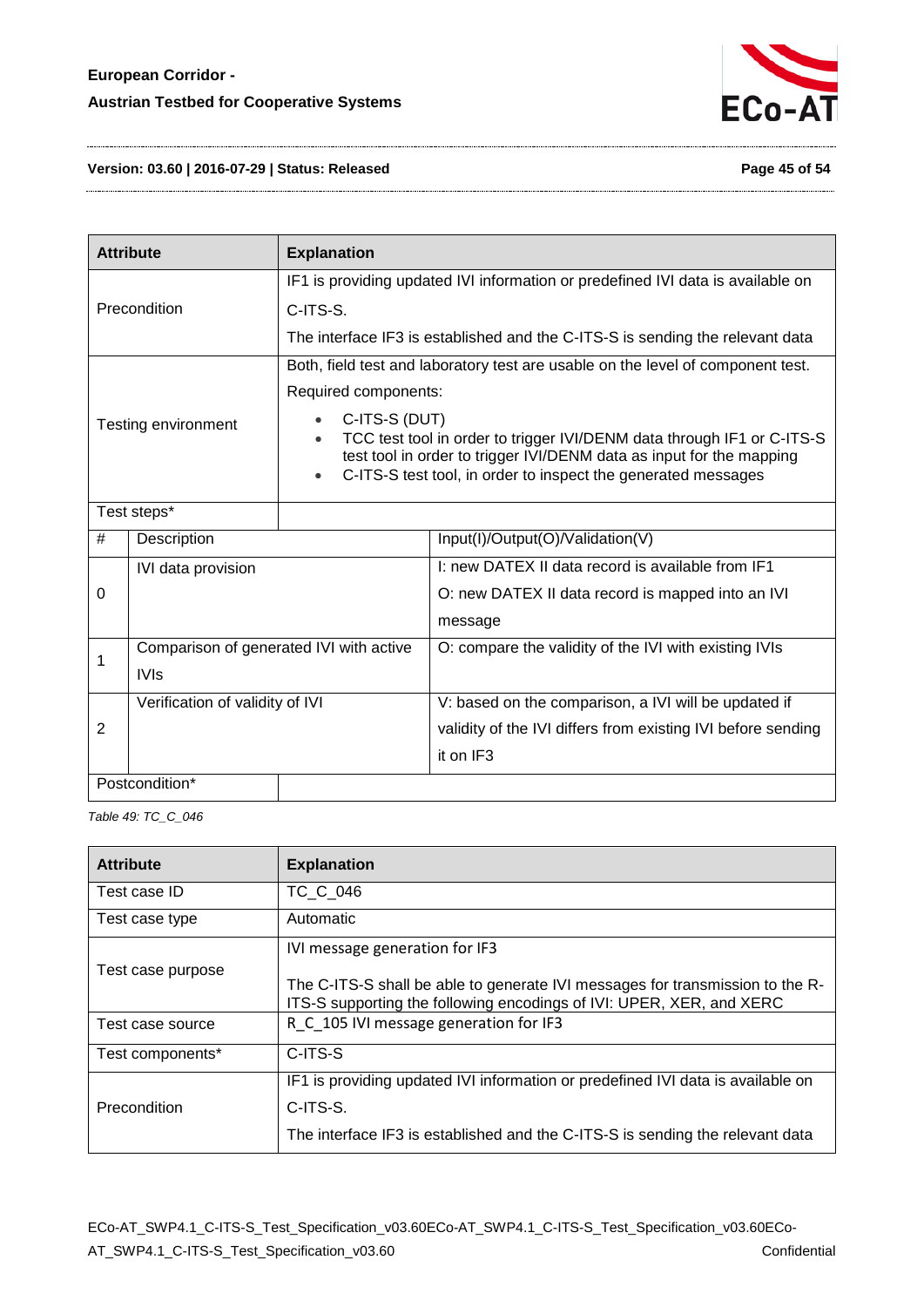| Attribute | Explanation | |
|---|---|---|
| Precondition | IF1 is providing updated IVI information or predefined IVI data is available on C-ITS-S.<br>The interface IF3 is established and the C-ITS-S is sending the relevant data | |
| Testing environment | Both, field test and laboratory test are usable on the level of component test.<br>Required components:<br>• C-ITS-S (DUT)<br>• TCC test tool in order to trigger IVI/DENM data through IF1 or C-ITS-S test tool in order to trigger IVI/DENM data as input for the mapping<br>• C-ITS-S test tool, in order to inspect the generated messages | |
| Test steps* | | |
| # | Description | Input(I)/Output(O)/Validation(V) |
| 0 | IVI data provision | I: new DATEX II data record is available from IF1<br>O: new DATEX II data record is mapped into an IVI message |
| 1 | Comparison of generated IVI with active IVIs | O: compare the validity of the IVI with existing IVIs |
| 2 | Verification of validity of IVI | V: based on the comparison, a IVI will be updated if validity of the IVI differs from existing IVI before sending it on IF3 |
| Postcondition* | | |

*Table 49: TC_C_046*

| Attribute | Explanation |
|---|---|
| Test case ID | TC_C_046 |
| Test case type | Automatic |
| Test case purpose | IVI message generation for IF3<br><br>The C-ITS-S shall be able to generate IVI messages for transmission to the R-ITS-S supporting the following encodings of IVI: UPER, XER, and XERC |
| Test case source | R_C_105 IVI message generation for IF3 |
| Test components* | C-ITS-S |
| Precondition | IF1 is providing updated IVI information or predefined IVI data is available on C-ITS-S.<br>The interface IF3 is established and the C-ITS-S is sending the relevant data |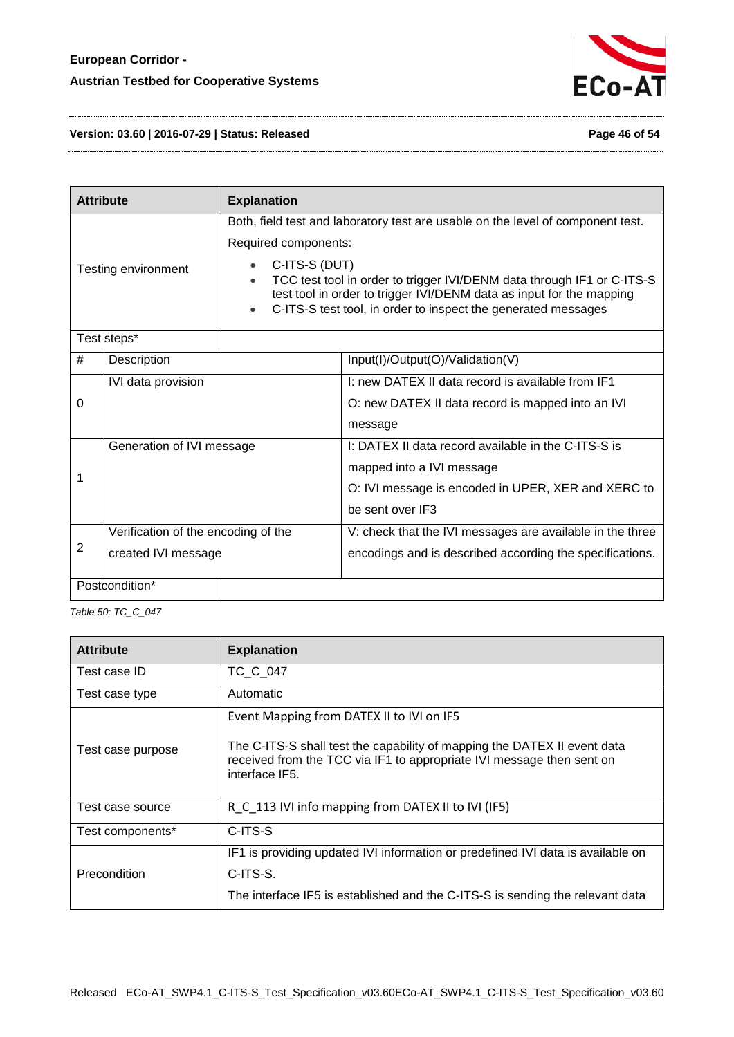| Attribute | Explanation | |
|---|---|---|
| Testing environment | Both, field test and laboratory test are usable on the level of component test.<br><br>Required components:<br><br>• C-ITS-S (DUT)<br>• TCC test tool in order to trigger IVI/DENM data through IF1 or C-ITS-S test tool in order to trigger IVI/DENM data as input for the mapping<br>• C-ITS-S test tool, in order to inspect the generated messages | |
| Test steps* | | |
| # | Description | Input(I)/Output(O)/Validation(V) |
| 0 | IVI data provision | I: new DATEX II data record is available from IF1<br><br>O: new DATEX II data record is mapped into an IVI message |
| 1 | Generation of IVI message | I: DATEX II data record available in the C-ITS-S is mapped into a IVI message<br><br>O: IVI message is encoded in UPER, XER and XERC to be sent over IF3 |
| 2 | Verification of the encoding of the created IVI message | V: check that the IVI messages are available in the three encodings and is described according the specifications. |
| Postcondition* | | |

*Table 50: TC_C_047*

| Attribute | Explanation |
|---|---|
| Test case ID | TC_C_047 |
| Test case type | Automatic |
| Test case purpose | Event Mapping from DATEX II to IVI on IF5<br><br>The C-ITS-S shall test the capability of mapping the DATEX II event data received from the TCC via IF1 to appropriate IVI message then sent on interface IF5. |
| Test case source | R_C_113 IVI info mapping from DATEX II to IVI (IF5) |
| Test components* | C-ITS-S |
| Precondition | IF1 is providing updated IVI information or predefined IVI data is available on C-ITS-S.<br><br>The interface IF5 is established and the C-ITS-S is sending the relevant data |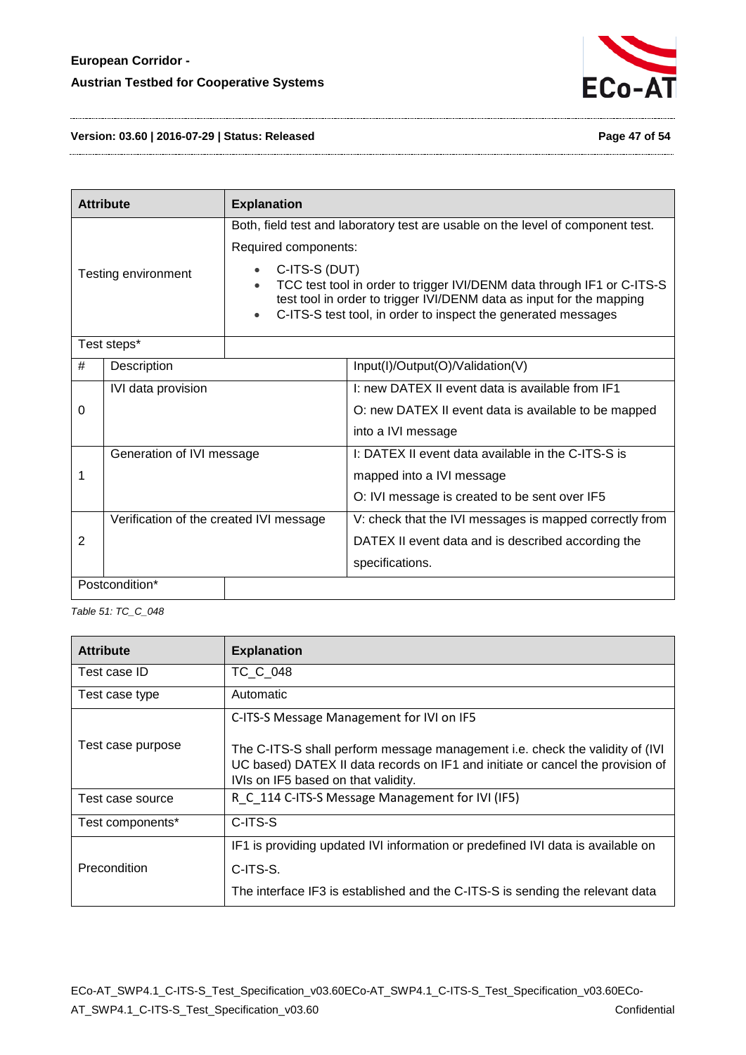| Attribute | Explanation | |
|---|---|---|
| Testing environment | Both, field test and laboratory test are usable on the level of component test.<br><br>Required components:<br><br>• C-ITS-S (DUT)<br>• TCC test tool in order to trigger IVI/DENM data through IF1 or C-ITS-S test tool in order to trigger IVI/DENM data as input for the mapping<br>• C-ITS-S test tool, in order to inspect the generated messages | |
| Test steps* | | |
| # | Description | Input(I)/Output(O)/Validation(V) |
| 0 | IVI data provision | I: new DATEX II event data is available from IF1<br><br>O: new DATEX II event data is available to be mapped into a IVI message |
| 1 | Generation of IVI message | I: DATEX II event data available in the C-ITS-S is mapped into a IVI message<br><br>O: IVI message is created to be sent over IF5 |
| 2 | Verification of the created IVI message | V: check that the IVI messages is mapped correctly from DATEX II event data and is described according the specifications. |
| Postcondition* | | |

*Table 51: TC_C_048*

| Attribute | Explanation |
|---|---|
| Test case ID | TC_C_048 |
| Test case type | Automatic |
| Test case purpose | C-ITS-S Message Management for IVI on IF5<br><br>The C-ITS-S shall perform message management i.e. check the validity of (IVI UC based) DATEX II data records on IF1 and initiate or cancel the provision of IVIs on IF5 based on that validity. |
| Test case source | R_C_114 C-ITS-S Message Management for IVI (IF5) |
| Test components* | C-ITS-S |
| Precondition | IF1 is providing updated IVI information or predefined IVI data is available on C-ITS-S.<br><br>The interface IF3 is established and the C-ITS-S is sending the relevant data |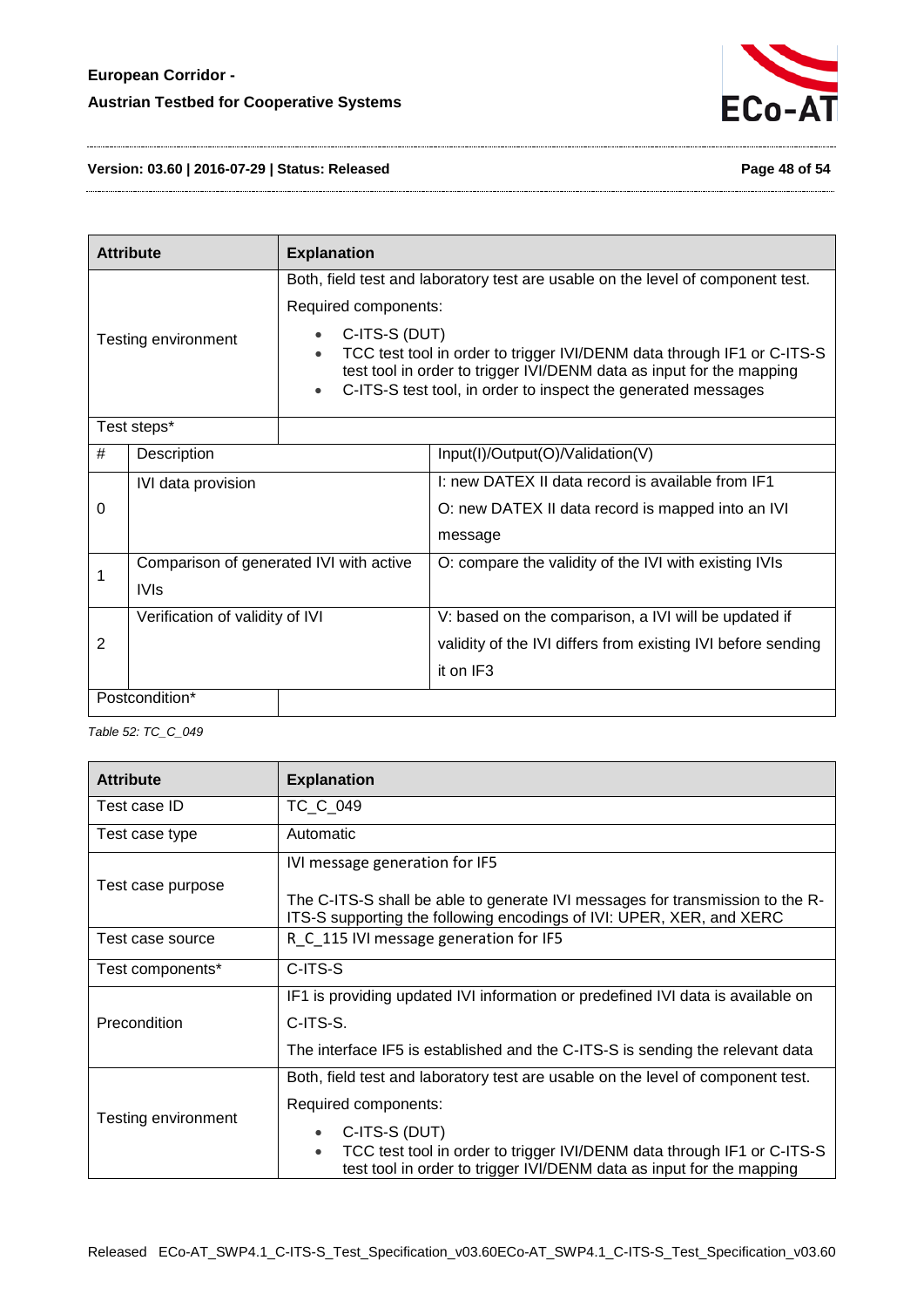| Attribute | Explanation | |
|---|---|---|
| Testing environment | Both, field test and laboratory test are usable on the level of component test.<br><br>Required components:<br>• C-ITS-S (DUT)<br>• TCC test tool in order to trigger IVI/DENM data through IF1 or C-ITS-S test tool in order to trigger IVI/DENM data as input for the mapping<br>• C-ITS-S test tool, in order to inspect the generated messages | |
| Test steps* | | |
| # | Description | Input(I)/Output(O)/Validation(V) |
| 0 | IVI data provision | I: new DATEX II data record is available from IF1<br><br>O: new DATEX II data record is mapped into an IVI message |
| 1 | Comparison of generated IVI with active IVIs | O: compare the validity of the IVI with existing IVIs |
| 2 | Verification of validity of IVI | V: based on the comparison, a IVI will be updated if validity of the IVI differs from existing IVI before sending it on IF3 |
| Postcondition* | | |

*Table 52: TC_C_049*

| Attribute | Explanation |
|---|---|
| Test case ID | TC_C_049 |
| Test case type | Automatic |
| Test case purpose | IVI message generation for IF5<br><br>The C-ITS-S shall be able to generate IVI messages for transmission to the R-ITS-S supporting the following encodings of IVI: UPER, XER, and XERC |
| Test case source | R_C_115 IVI message generation for IF5 |
| Test components* | C-ITS-S |
| Precondition | IF1 is providing updated IVI information or predefined IVI data is available on C-ITS-S.<br><br>The interface IF5 is established and the C-ITS-S is sending the relevant data |
| Testing environment | Both, field test and laboratory test are usable on the level of component test.<br><br>Required components:<br>• C-ITS-S (DUT)<br>• TCC test tool in order to trigger IVI/DENM data through IF1 or C-ITS-S test tool in order to trigger IVI/DENM data as input for the mapping |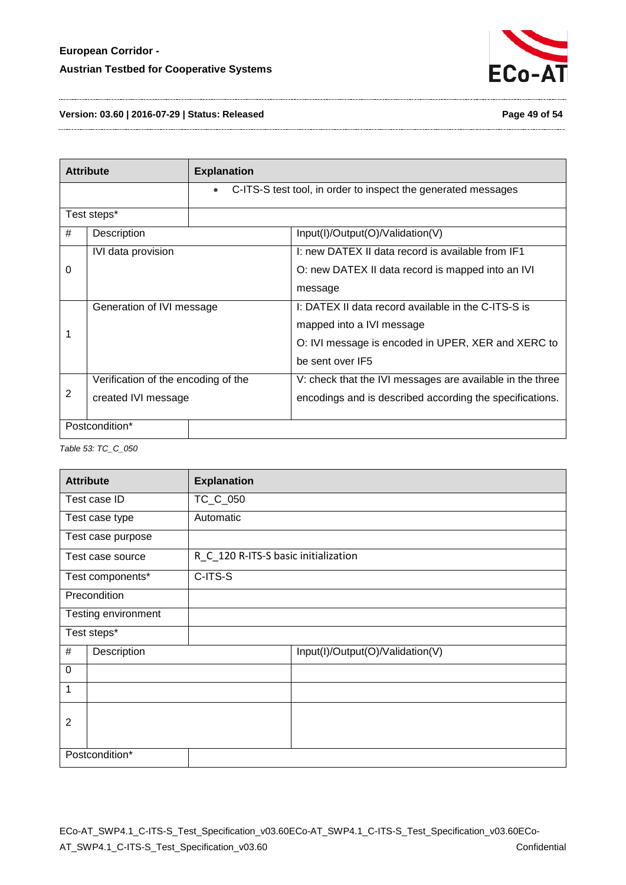| Attribute | Explanation | |
|---|---|---|
| | • C-ITS-S test tool, in order to inspect the generated messages | |
| Test steps* | | |
| # | Description | Input(I)/Output(O)/Validation(V) |
| 0 | IVI data provision | I: new DATEX II data record is available from IF1<br>O: new DATEX II data record is mapped into an IVI message |
| 1 | Generation of IVI message | I: DATEX II data record available in the C-ITS-S is mapped into a IVI message<br>O: IVI message is encoded in UPER, XER and XERC to be sent over IF5 |
| 2 | Verification of the encoding of the created IVI message | V: check that the IVI messages are available in the three encodings and is described according the specifications. |
| Postcondition* | | |

*Table 53: TC_C_050*

| Attribute | Explanation | |
|---|---|---|
| Test case ID | TC_C_050 | |
| Test case type | Automatic | |
| Test case purpose | | |
| Test case source | R_C_120 R-ITS-S basic initialization | |
| Test components* | C-ITS-S | |
| Precondition | | |
| Testing environment | | |
| Test steps* | | |
| # | Description | Input(I)/Output(O)/Validation(V) |
| 0 | | |
| 1 | | |
| 2 | | |
| Postcondition* | | |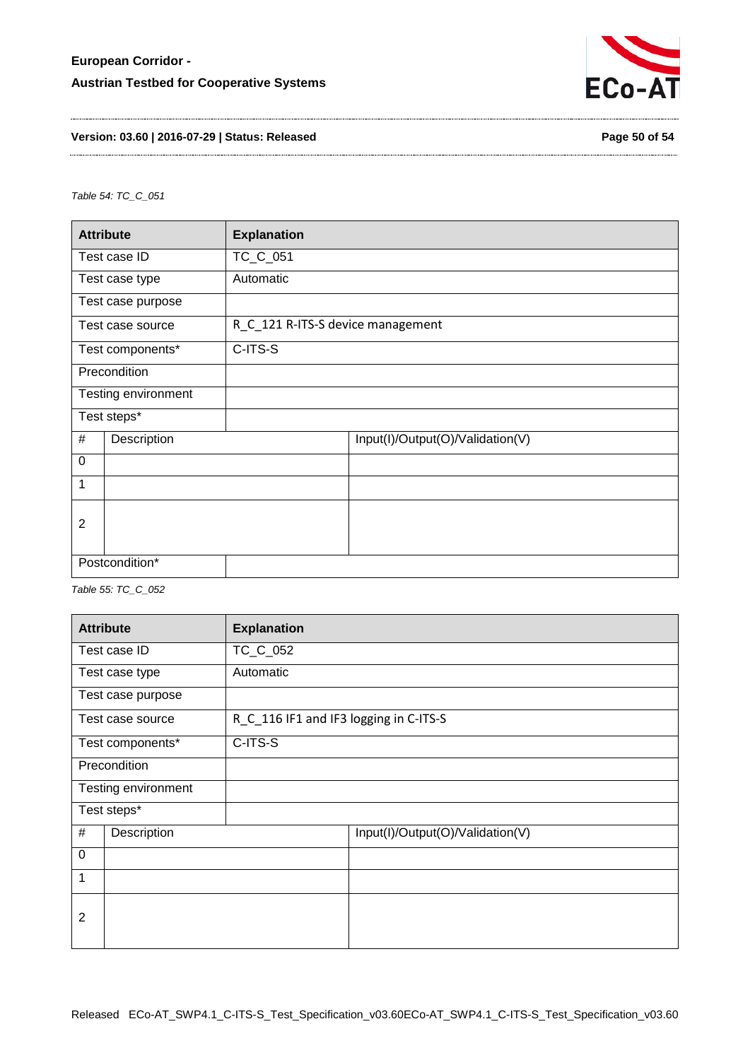Table 54: TC_C_051

| Attribute | Explanation | |
|---|---|---|
| Test case ID | TC_C_051 | |
| Test case type | Automatic | |
| Test case purpose | | |
| Test case source | R_C_121 R-ITS-S device management | |
| Test components* | C-ITS-S | |
| Precondition | | |
| Testing environment | | |
| Test steps* | | |
| # | Description | Input(I)/Output(O)/Validation(V) |
| 0 | | |
| 1 | | |
| 2 | | |
| Postcondition* | | |

Table 55: TC_C_052

| Attribute | Explanation | |
|---|---|---|
| Test case ID | TC_C_052 | |
| Test case type | Automatic | |
| Test case purpose | | |
| Test case source | R_C_116 IF1 and IF3 logging in C-ITS-S | |
| Test components* | C-ITS-S | |
| Precondition | | |
| Testing environment | | |
| Test steps* | | |
| # | Description | Input(I)/Output(O)/Validation(V) |
| 0 | | |
| 1 | | |
| 2 | | |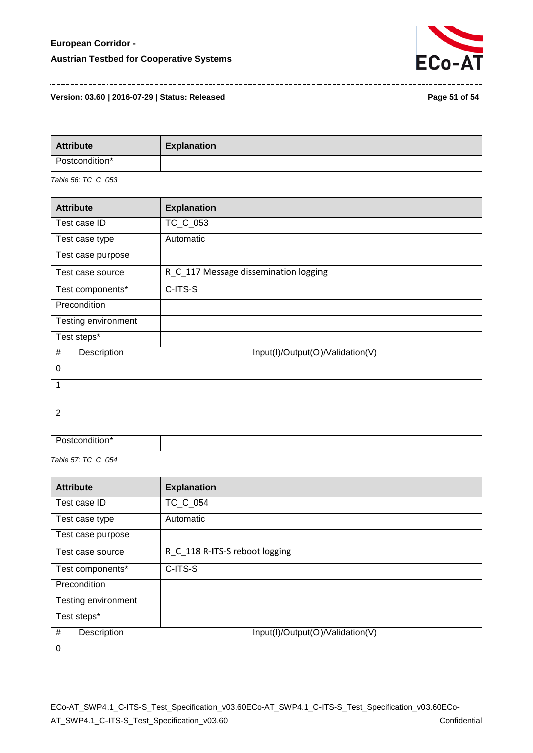| Attribute | Explanation |
| --- | --- |
| Postcondition* | |

*Table 56: TC_C_053*

| Attribute | Explanation | |
| --- | --- | --- |
| Test case ID | TC_C_053 | |
| Test case type | Automatic | |
| Test case purpose | | |
| Test case source | R_C_117 Message dissemination logging | |
| Test components* | C-ITS-S | |
| Precondition | | |
| Testing environment | | |
| Test steps* | | |
| # | Description | Input(I)/Output(O)/Validation(V) |
| 0 | | |
| 1 | | |
| 2 | | |
| Postcondition* | | |

*Table 57: TC_C_054*

| Attribute | Explanation | |
| --- | --- | --- |
| Test case ID | TC_C_054 | |
| Test case type | Automatic | |
| Test case purpose | | |
| Test case source | R_C_118 R-ITS-S reboot logging | |
| Test components* | C-ITS-S | |
| Precondition | | |
| Testing environment | | |
| Test steps* | | |
| # | Description | Input(I)/Output(O)/Validation(V) |
| 0 | | |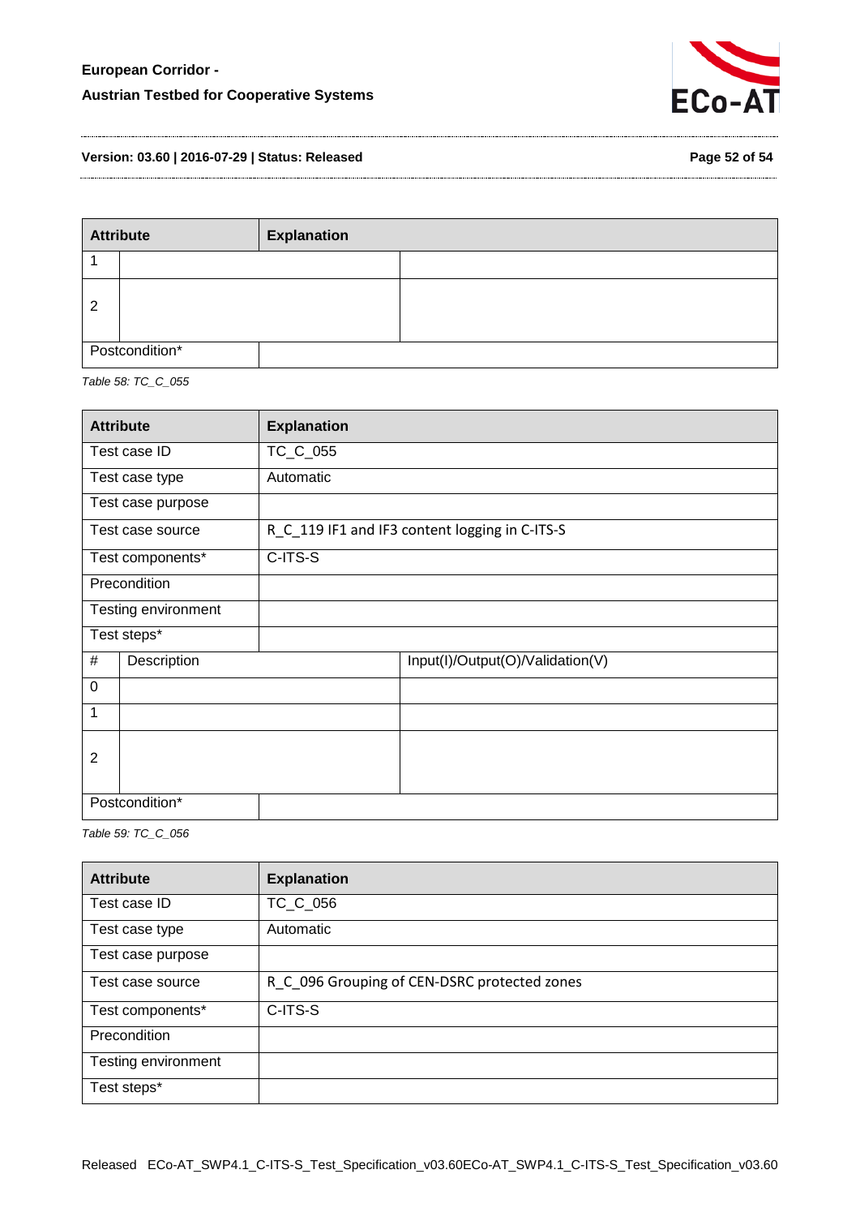| Attribute | Explanation | |
|---|---|---|
| 1 | | |
| 2 | | |
| Postcondition* | | |

*Table 58: TC_C_055*

| Attribute | Explanation | |
|---|---|---|
| Test case ID | TC_C_055 | |
| Test case type | Automatic | |
| Test case purpose | | |
| Test case source | R_C_119 IF1 and IF3 content logging in C-ITS-S | |
| Test components* | C-ITS-S | |
| Precondition | | |
| Testing environment | | |
| Test steps* | | |
| # | Description | Input(I)/Output(O)/Validation(V) |
| 0 | | |
| 1 | | |
| 2 | | |
| Postcondition* | | |

*Table 59: TC_C_056*

| Attribute | Explanation |
|---|---|
| Test case ID | TC_C_056 |
| Test case type | Automatic |
| Test case purpose | |
| Test case source | R_C_096 Grouping of CEN-DSRC protected zones |
| Test components* | C-ITS-S |
| Precondition | |
| Testing environment | |
| Test steps* | |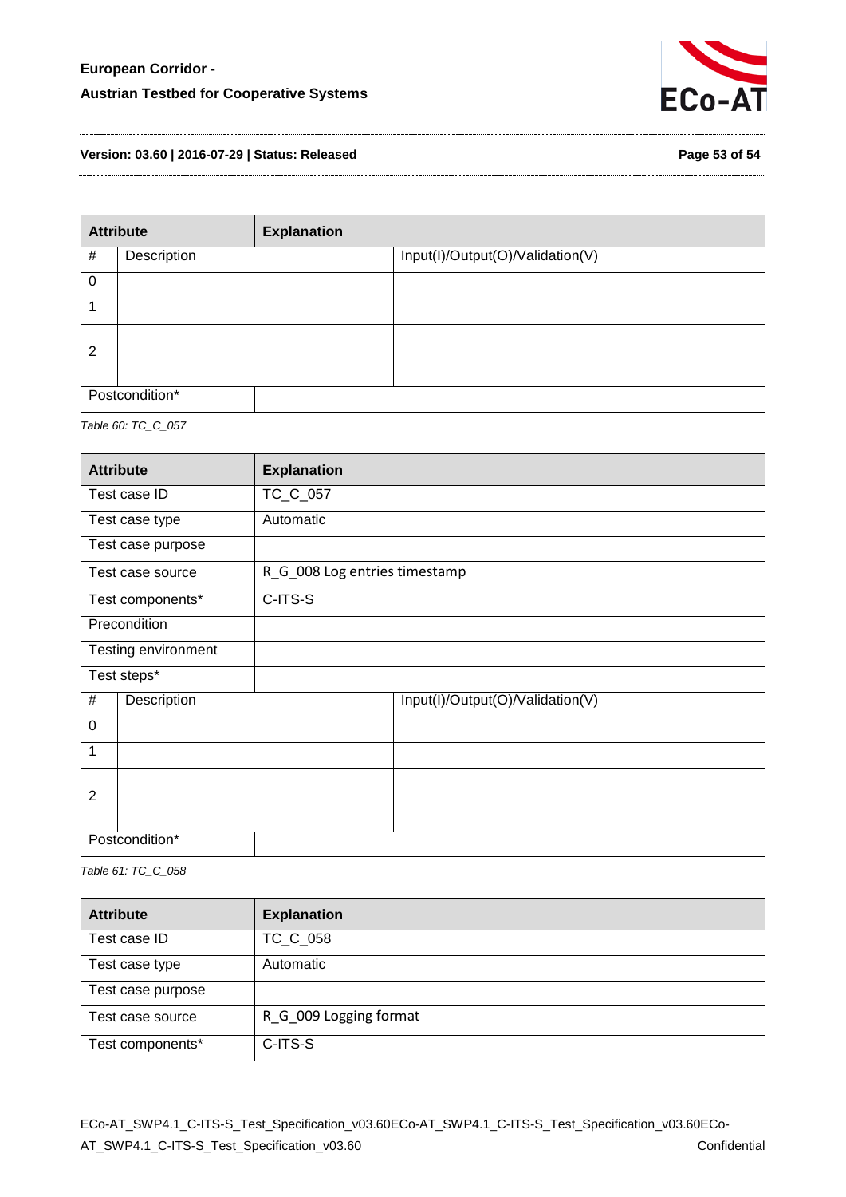| Attribute | Explanation | |
|---|---|---|
| # | Description | Input(I)/Output(O)/Validation(V) |
| 0 | | |
| 1 | | |
| 2 | | |
| Postcondition* | | |

*Table 60: TC_C_057*

| Attribute | Explanation | |
|---|---|---|
| Test case ID | TC_C_057 | |
| Test case type | Automatic | |
| Test case purpose | | |
| Test case source | R_G_008 Log entries timestamp | |
| Test components* | C-ITS-S | |
| Precondition | | |
| Testing environment | | |
| Test steps* | | |
| # | Description | Input(I)/Output(O)/Validation(V) |
| 0 | | |
| 1 | | |
| 2 | | |
| Postcondition* | | |

*Table 61: TC_C_058*

| Attribute | Explanation |
|---|---|
| Test case ID | TC_C_058 |
| Test case type | Automatic |
| Test case purpose | |
| Test case source | R_G_009 Logging format |
| Test components* | C-ITS-S |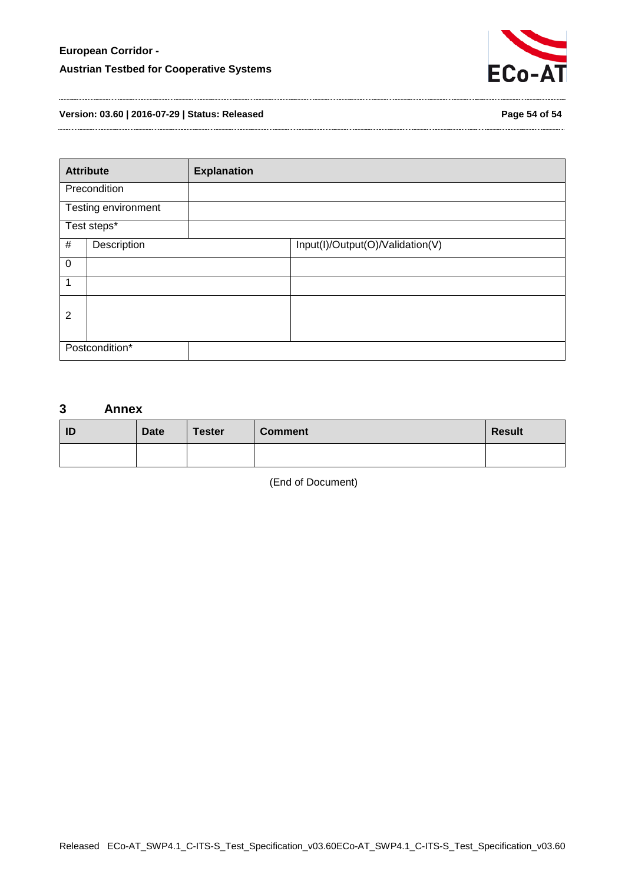| Attribute | Explanation | |
|---|---|---|
| Precondition | | |
| Testing environment | | |
| Test steps* | | |
| # | Description | Input(I)/Output(O)/Validation(V) |
| 0 | | |
| 1 | | |
| 2 | | |
| Postcondition* | | |

# 3 Annex

| ID | Date | Tester | Comment | Result |
|---|---|---|---|---|
| | | | | |

(End of Document)